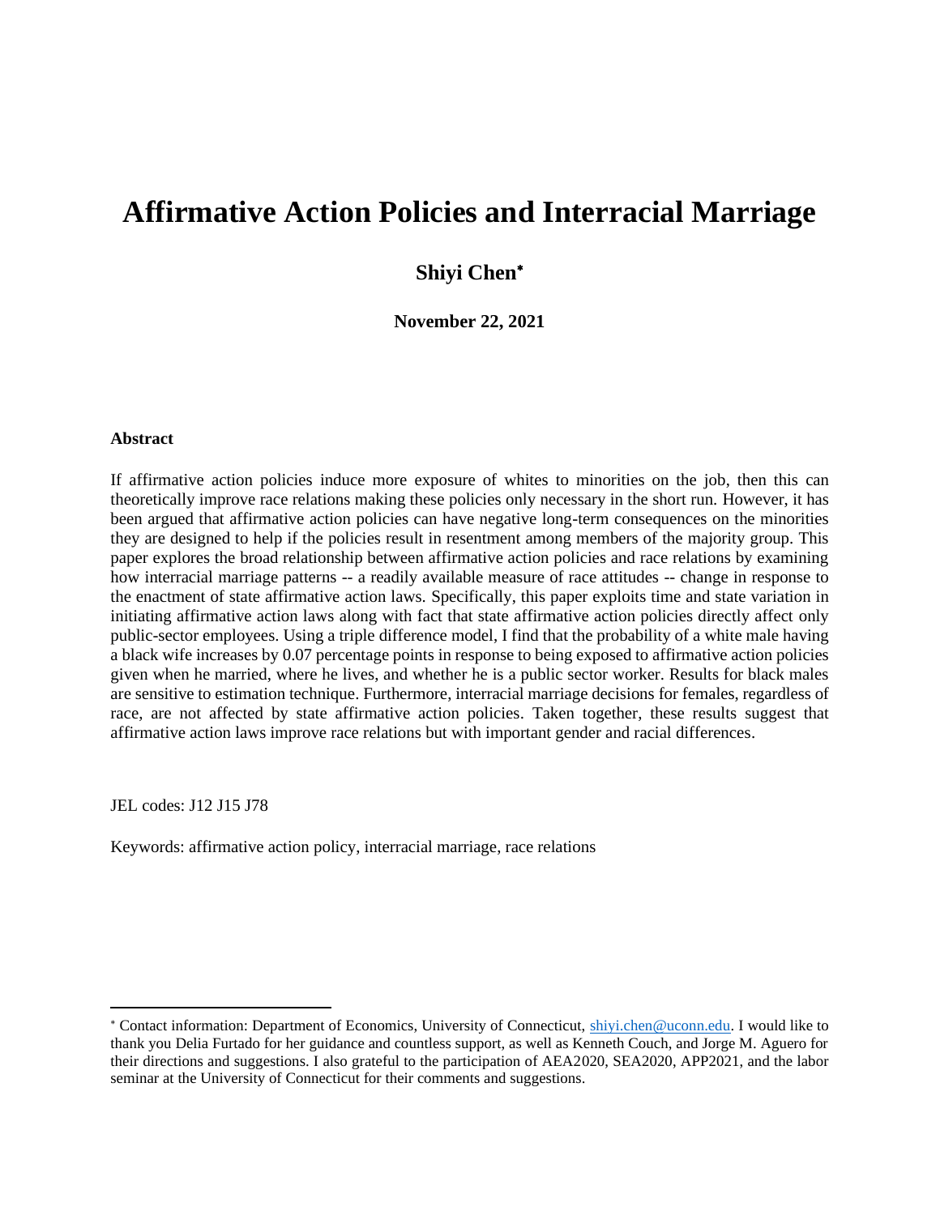# Affirmative Action Policies and Interracial Marriage

**Shiyi Chen**[*]

**November 22, 2021**

**Abstract**

If affirmative action policies induce more exposure of whites to minorities on the job, then this can theoretically improve race relations making these policies only necessary in the short run. However, it has been argued that affirmative action policies can have negative long-term consequences on the minorities they are designed to help if the policies result in resentment among members of the majority group. This paper explores the broad relationship between affirmative action policies and race relations by examining how interracial marriage patterns -- a readily available measure of race attitudes -- change in response to the enactment of state affirmative action laws. Specifically, this paper exploits time and state variation in initiating affirmative action laws along with fact that state affirmative action policies directly affect only public-sector employees. Using a triple difference model, I find that the probability of a white male having a black wife increases by 0.07 percentage points in response to being exposed to affirmative action policies given when he married, where he lives, and whether he is a public sector worker. Results for black males are sensitive to estimation technique. Furthermore, interracial marriage decisions for females, regardless of race, are not affected by state affirmative action policies. Taken together, these results suggest that affirmative action laws improve race relations but with important gender and racial differences.

JEL codes: J12 J15 J78

Keywords: affirmative action policy, interracial marriage, race relations

---

[*] Contact information: Department of Economics, University of Connecticut, shiyi.chen@uconn.edu. I would like to thank you Delia Furtado for her guidance and countless support, as well as Kenneth Couch, and Jorge M. Aguero for their directions and suggestions. I also grateful to the participation of AEA2020, SEA2020, APP2021, and the labor seminar at the University of Connecticut for their comments and suggestions.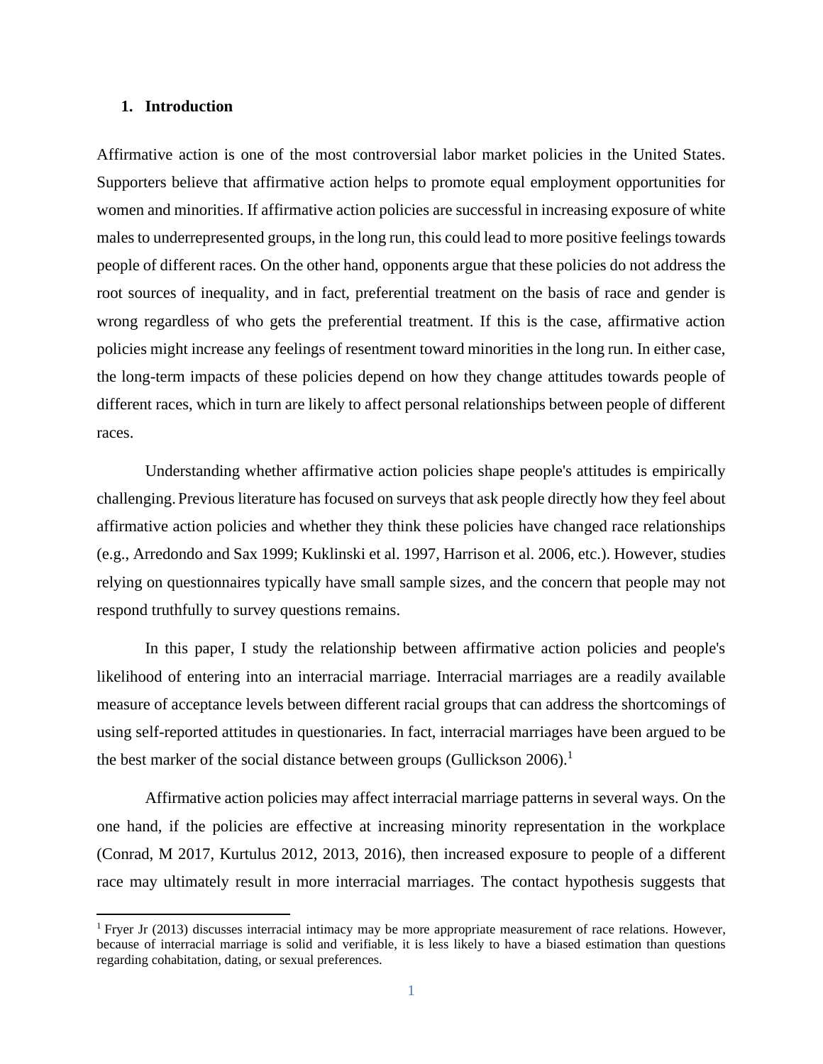## 1. Introduction

Affirmative action is one of the most controversial labor market policies in the United States. Supporters believe that affirmative action helps to promote equal employment opportunities for women and minorities. If affirmative action policies are successful in increasing exposure of white males to underrepresented groups, in the long run, this could lead to more positive feelings towards people of different races. On the other hand, opponents argue that these policies do not address the root sources of inequality, and in fact, preferential treatment on the basis of race and gender is wrong regardless of who gets the preferential treatment. If this is the case, affirmative action policies might increase any feelings of resentment toward minorities in the long run. In either case, the long-term impacts of these policies depend on how they change attitudes towards people of different races, which in turn are likely to affect personal relationships between people of different races.

Understanding whether affirmative action policies shape people's attitudes is empirically challenging. Previous literature has focused on surveys that ask people directly how they feel about affirmative action policies and whether they think these policies have changed race relationships (e.g., Arredondo and Sax 1999; Kuklinski et al. 1997, Harrison et al. 2006, etc.). However, studies relying on questionnaires typically have small sample sizes, and the concern that people may not respond truthfully to survey questions remains.

In this paper, I study the relationship between affirmative action policies and people's likelihood of entering into an interracial marriage. Interracial marriages are a readily available measure of acceptance levels between different racial groups that can address the shortcomings of using self-reported attitudes in questionaries. In fact, interracial marriages have been argued to be the best marker of the social distance between groups (Gullickson 2006).[1]

Affirmative action policies may affect interracial marriage patterns in several ways. On the one hand, if the policies are effective at increasing minority representation in the workplace (Conrad, M 2017, Kurtulus 2012, 2013, 2016), then increased exposure to people of a different race may ultimately result in more interracial marriages. The contact hypothesis suggests that

[1] Fryer Jr (2013) discusses interracial intimacy may be more appropriate measurement of race relations. However, because of interracial marriage is solid and verifiable, it is less likely to have a biased estimation than questions regarding cohabitation, dating, or sexual preferences.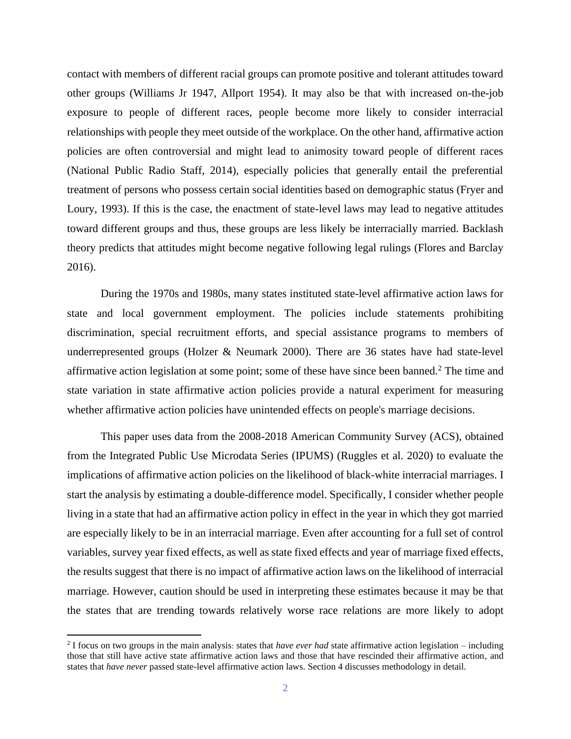contact with members of different racial groups can promote positive and tolerant attitudes toward other groups (Williams Jr 1947, Allport 1954). It may also be that with increased on-the-job exposure to people of different races, people become more likely to consider interracial relationships with people they meet outside of the workplace. On the other hand, affirmative action policies are often controversial and might lead to animosity toward people of different races (National Public Radio Staff, 2014), especially policies that generally entail the preferential treatment of persons who possess certain social identities based on demographic status (Fryer and Loury, 1993). If this is the case, the enactment of state-level laws may lead to negative attitudes toward different groups and thus, these groups are less likely be interracially married. Backlash theory predicts that attitudes might become negative following legal rulings (Flores and Barclay 2016).

During the 1970s and 1980s, many states instituted state-level affirmative action laws for state and local government employment. The policies include statements prohibiting discrimination, special recruitment efforts, and special assistance programs to members of underrepresented groups (Holzer & Neumark 2000). There are 36 states have had state-level affirmative action legislation at some point; some of these have since been banned.[2] The time and state variation in state affirmative action policies provide a natural experiment for measuring whether affirmative action policies have unintended effects on people's marriage decisions.

This paper uses data from the 2008-2018 American Community Survey (ACS), obtained from the Integrated Public Use Microdata Series (IPUMS) (Ruggles et al. 2020) to evaluate the implications of affirmative action policies on the likelihood of black-white interracial marriages. I start the analysis by estimating a double-difference model. Specifically, I consider whether people living in a state that had an affirmative action policy in effect in the year in which they got married are especially likely to be in an interracial marriage. Even after accounting for a full set of control variables, survey year fixed effects, as well as state fixed effects and year of marriage fixed effects, the results suggest that there is no impact of affirmative action laws on the likelihood of interracial marriage. However, caution should be used in interpreting these estimates because it may be that the states that are trending towards relatively worse race relations are more likely to adopt

[2] I focus on two groups in the main analysis: states that *have ever had* state affirmative action legislation – including those that still have active state affirmative action laws and those that have rescinded their affirmative action, and states that *have never* passed state-level affirmative action laws. Section 4 discusses methodology in detail.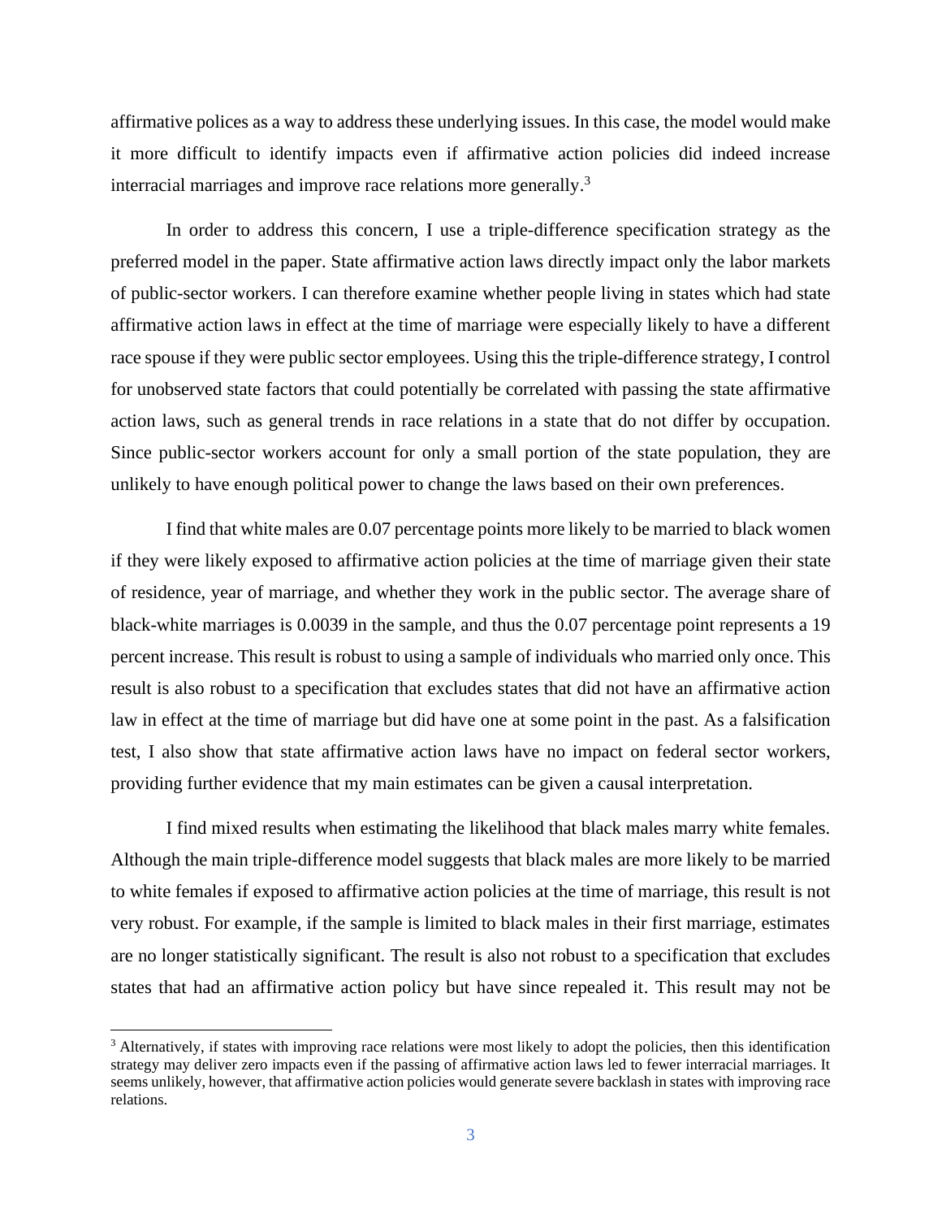affirmative polices as a way to address these underlying issues. In this case, the model would make it more difficult to identify impacts even if affirmative action policies did indeed increase interracial marriages and improve race relations more generally.[3]

In order to address this concern, I use a triple-difference specification strategy as the preferred model in the paper. State affirmative action laws directly impact only the labor markets of public-sector workers. I can therefore examine whether people living in states which had state affirmative action laws in effect at the time of marriage were especially likely to have a different race spouse if they were public sector employees. Using this the triple-difference strategy, I control for unobserved state factors that could potentially be correlated with passing the state affirmative action laws, such as general trends in race relations in a state that do not differ by occupation. Since public-sector workers account for only a small portion of the state population, they are unlikely to have enough political power to change the laws based on their own preferences.

I find that white males are 0.07 percentage points more likely to be married to black women if they were likely exposed to affirmative action policies at the time of marriage given their state of residence, year of marriage, and whether they work in the public sector. The average share of black-white marriages is 0.0039 in the sample, and thus the 0.07 percentage point represents a 19 percent increase. This result is robust to using a sample of individuals who married only once. This result is also robust to a specification that excludes states that did not have an affirmative action law in effect at the time of marriage but did have one at some point in the past. As a falsification test, I also show that state affirmative action laws have no impact on federal sector workers, providing further evidence that my main estimates can be given a causal interpretation.

I find mixed results when estimating the likelihood that black males marry white females. Although the main triple-difference model suggests that black males are more likely to be married to white females if exposed to affirmative action policies at the time of marriage, this result is not very robust. For example, if the sample is limited to black males in their first marriage, estimates are no longer statistically significant. The result is also not robust to a specification that excludes states that had an affirmative action policy but have since repealed it. This result may not be

[3] Alternatively, if states with improving race relations were most likely to adopt the policies, then this identification strategy may deliver zero impacts even if the passing of affirmative action laws led to fewer interracial marriages. It seems unlikely, however, that affirmative action policies would generate severe backlash in states with improving race relations.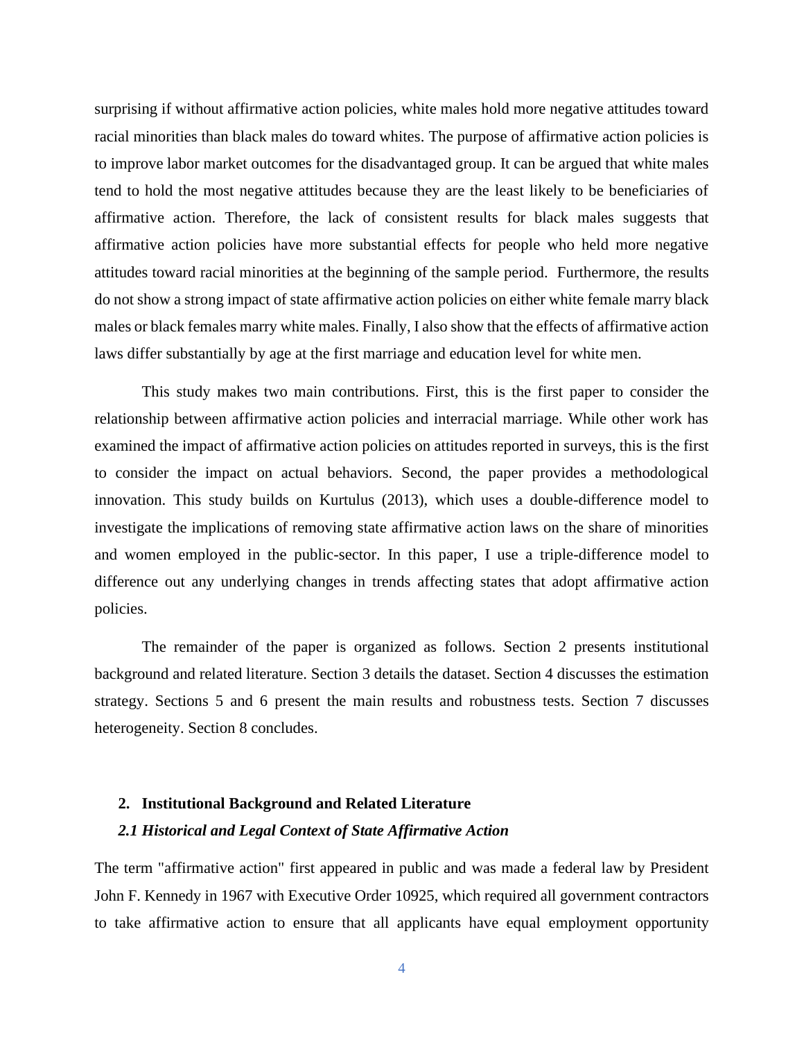surprising if without affirmative action policies, white males hold more negative attitudes toward racial minorities than black males do toward whites. The purpose of affirmative action policies is to improve labor market outcomes for the disadvantaged group. It can be argued that white males tend to hold the most negative attitudes because they are the least likely to be beneficiaries of affirmative action. Therefore, the lack of consistent results for black males suggests that affirmative action policies have more substantial effects for people who held more negative attitudes toward racial minorities at the beginning of the sample period. Furthermore, the results do not show a strong impact of state affirmative action policies on either white female marry black males or black females marry white males. Finally, I also show that the effects of affirmative action laws differ substantially by age at the first marriage and education level for white men.

This study makes two main contributions. First, this is the first paper to consider the relationship between affirmative action policies and interracial marriage. While other work has examined the impact of affirmative action policies on attitudes reported in surveys, this is the first to consider the impact on actual behaviors. Second, the paper provides a methodological innovation. This study builds on Kurtulus (2013), which uses a double-difference model to investigate the implications of removing state affirmative action laws on the share of minorities and women employed in the public-sector. In this paper, I use a triple-difference model to difference out any underlying changes in trends affecting states that adopt affirmative action policies.

The remainder of the paper is organized as follows. Section 2 presents institutional background and related literature. Section 3 details the dataset. Section 4 discusses the estimation strategy. Sections 5 and 6 present the main results and robustness tests. Section 7 discusses heterogeneity. Section 8 concludes.

## 2. Institutional Background and Related Literature

### *2.1 Historical and Legal Context of State Affirmative Action*

The term "affirmative action" first appeared in public and was made a federal law by President John F. Kennedy in 1967 with Executive Order 10925, which required all government contractors to take affirmative action to ensure that all applicants have equal employment opportunity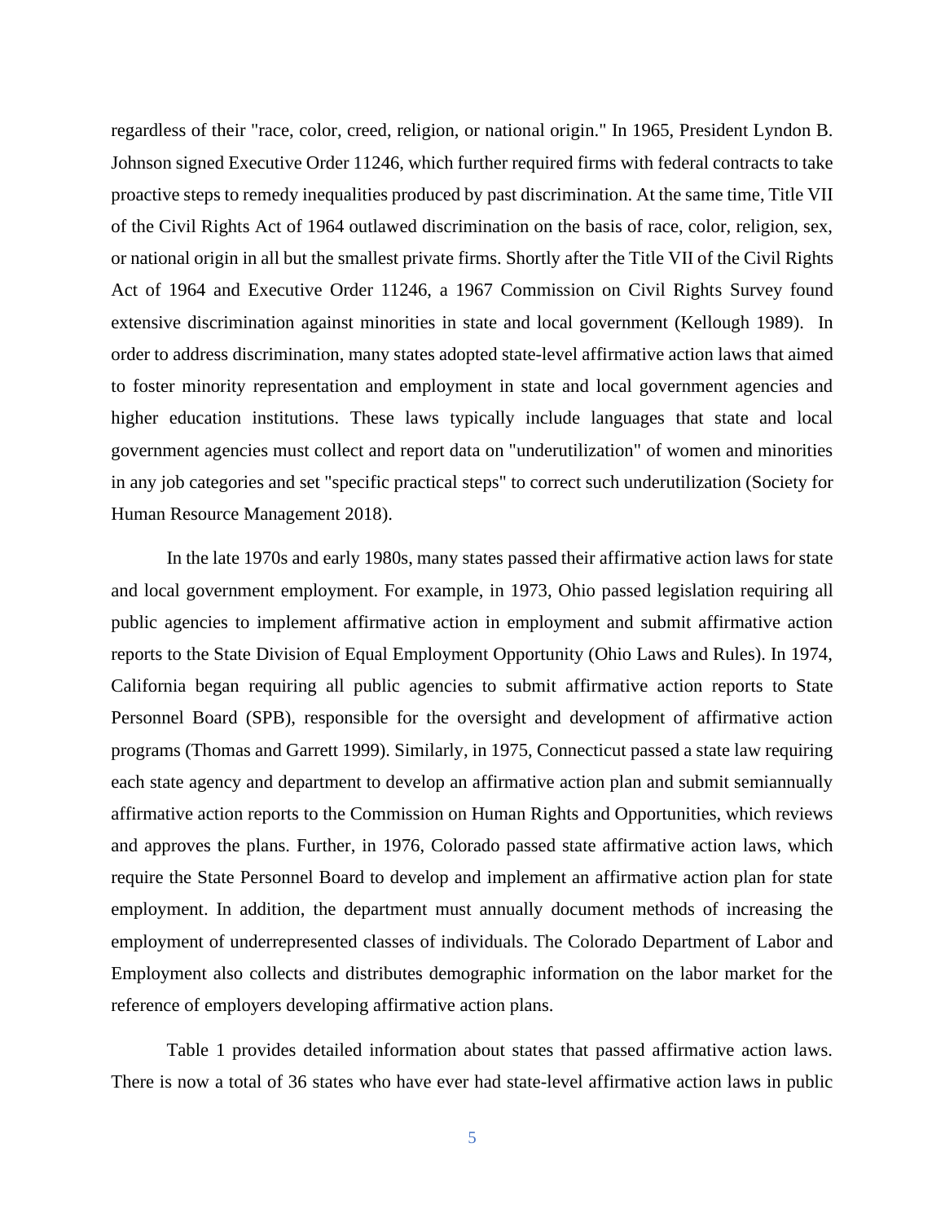regardless of their "race, color, creed, religion, or national origin." In 1965, President Lyndon B. Johnson signed Executive Order 11246, which further required firms with federal contracts to take proactive steps to remedy inequalities produced by past discrimination. At the same time, Title VII of the Civil Rights Act of 1964 outlawed discrimination on the basis of race, color, religion, sex, or national origin in all but the smallest private firms. Shortly after the Title VII of the Civil Rights Act of 1964 and Executive Order 11246, a 1967 Commission on Civil Rights Survey found extensive discrimination against minorities in state and local government (Kellough 1989). In order to address discrimination, many states adopted state-level affirmative action laws that aimed to foster minority representation and employment in state and local government agencies and higher education institutions. These laws typically include languages that state and local government agencies must collect and report data on "underutilization" of women and minorities in any job categories and set "specific practical steps" to correct such underutilization (Society for Human Resource Management 2018).

In the late 1970s and early 1980s, many states passed their affirmative action laws for state and local government employment. For example, in 1973, Ohio passed legislation requiring all public agencies to implement affirmative action in employment and submit affirmative action reports to the State Division of Equal Employment Opportunity (Ohio Laws and Rules). In 1974, California began requiring all public agencies to submit affirmative action reports to State Personnel Board (SPB), responsible for the oversight and development of affirmative action programs (Thomas and Garrett 1999). Similarly, in 1975, Connecticut passed a state law requiring each state agency and department to develop an affirmative action plan and submit semiannually affirmative action reports to the Commission on Human Rights and Opportunities, which reviews and approves the plans. Further, in 1976, Colorado passed state affirmative action laws, which require the State Personnel Board to develop and implement an affirmative action plan for state employment. In addition, the department must annually document methods of increasing the employment of underrepresented classes of individuals. The Colorado Department of Labor and Employment also collects and distributes demographic information on the labor market for the reference of employers developing affirmative action plans.

Table 1 provides detailed information about states that passed affirmative action laws. There is now a total of 36 states who have ever had state-level affirmative action laws in public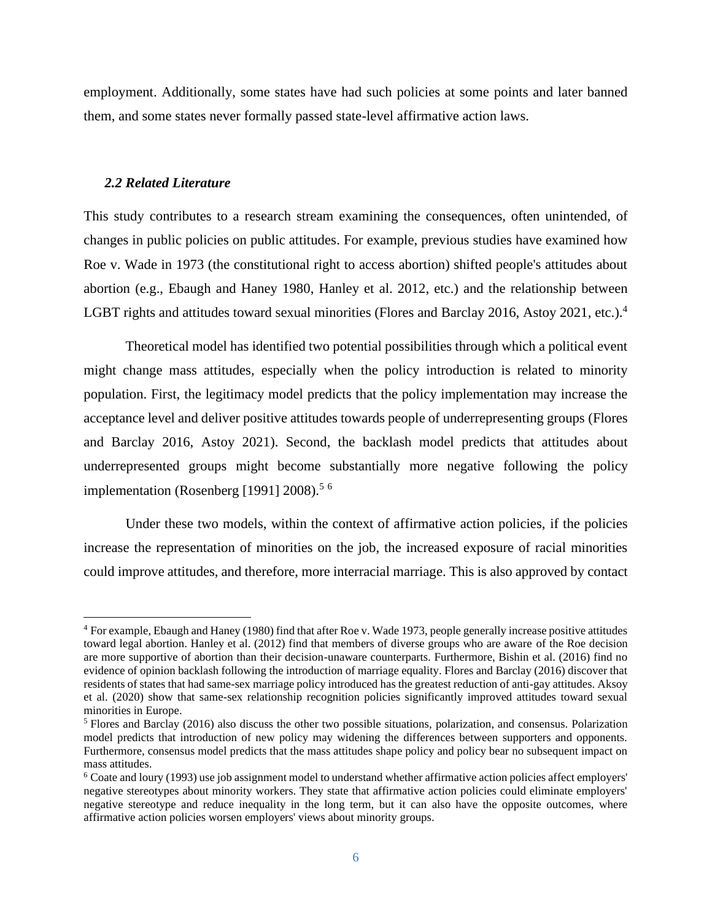employment. Additionally, some states have had such policies at some points and later banned them, and some states never formally passed state-level affirmative action laws.

### *2.2 Related Literature*

This study contributes to a research stream examining the consequences, often unintended, of changes in public policies on public attitudes. For example, previous studies have examined how Roe v. Wade in 1973 (the constitutional right to access abortion) shifted people's attitudes about abortion (e.g., Ebaugh and Haney 1980, Hanley et al. 2012, etc.) and the relationship between LGBT rights and attitudes toward sexual minorities (Flores and Barclay 2016, Astoy 2021, etc.).[4]

Theoretical model has identified two potential possibilities through which a political event might change mass attitudes, especially when the policy introduction is related to minority population. First, the legitimacy model predicts that the policy implementation may increase the acceptance level and deliver positive attitudes towards people of underrepresenting groups (Flores and Barclay 2016, Astoy 2021). Second, the backlash model predicts that attitudes about underrepresented groups might become substantially more negative following the policy implementation (Rosenberg [1991] 2008).[5] [6]

Under these two models, within the context of affirmative action policies, if the policies increase the representation of minorities on the job, the increased exposure of racial minorities could improve attitudes, and therefore, more interracial marriage. This is also approved by contact

---

[4] For example, Ebaugh and Haney (1980) find that after Roe v. Wade 1973, people generally increase positive attitudes toward legal abortion. Hanley et al. (2012) find that members of diverse groups who are aware of the Roe decision are more supportive of abortion than their decision-unaware counterparts. Furthermore, Bishin et al. (2016) find no evidence of opinion backlash following the introduction of marriage equality. Flores and Barclay (2016) discover that residents of states that had same-sex marriage policy introduced has the greatest reduction of anti-gay attitudes. Aksoy et al. (2020) show that same-sex relationship recognition policies significantly improved attitudes toward sexual minorities in Europe.

[5] Flores and Barclay (2016) also discuss the other two possible situations, polarization, and consensus. Polarization model predicts that introduction of new policy may widening the differences between supporters and opponents. Furthermore, consensus model predicts that the mass attitudes shape policy and policy bear no subsequent impact on mass attitudes.

[6] Coate and loury (1993) use job assignment model to understand whether affirmative action policies affect employers' negative stereotypes about minority workers. They state that affirmative action policies could eliminate employers' negative stereotype and reduce inequality in the long term, but it can also have the opposite outcomes, where affirmative action policies worsen employers' views about minority groups.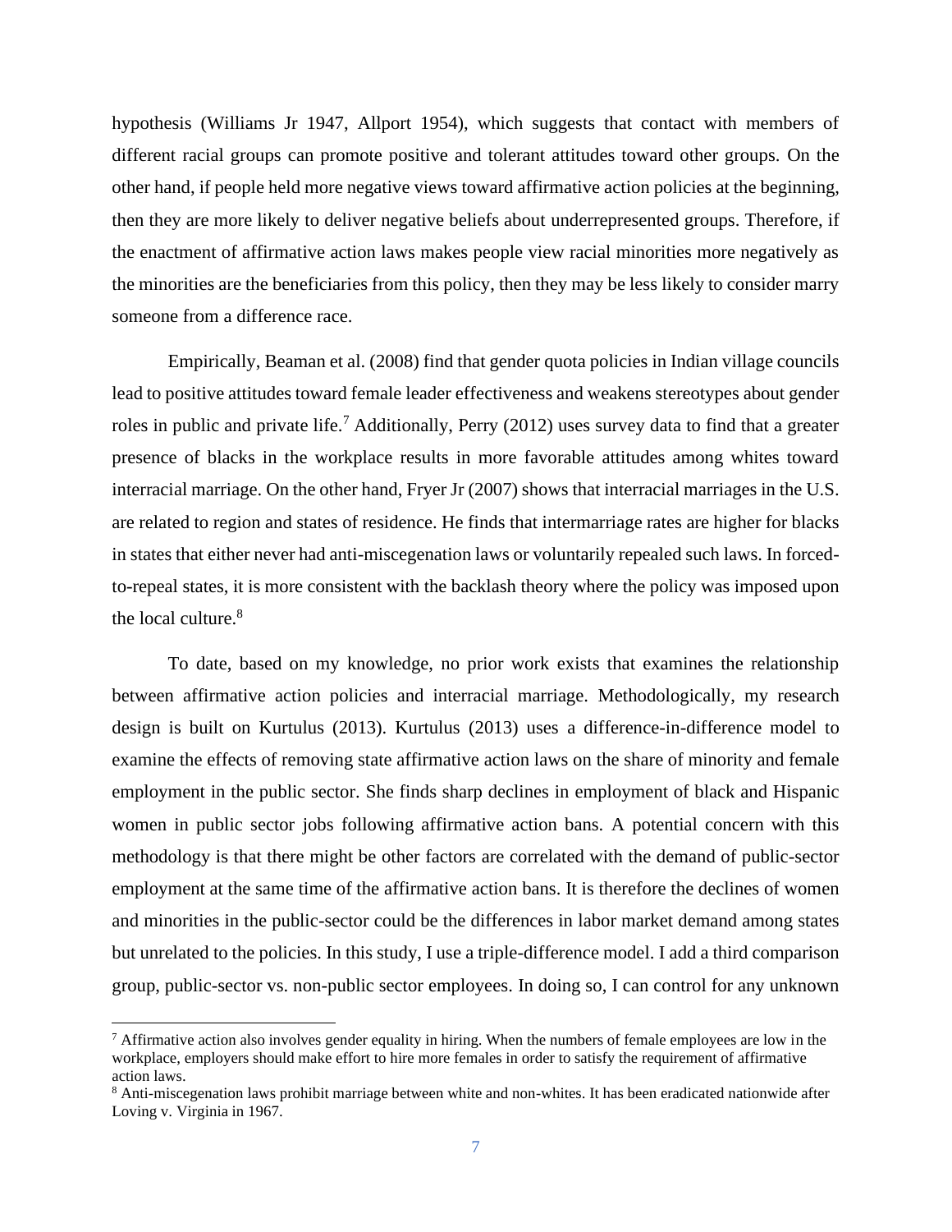hypothesis (Williams Jr 1947, Allport 1954), which suggests that contact with members of different racial groups can promote positive and tolerant attitudes toward other groups. On the other hand, if people held more negative views toward affirmative action policies at the beginning, then they are more likely to deliver negative beliefs about underrepresented groups. Therefore, if the enactment of affirmative action laws makes people view racial minorities more negatively as the minorities are the beneficiaries from this policy, then they may be less likely to consider marry someone from a difference race.

Empirically, Beaman et al. (2008) find that gender quota policies in Indian village councils lead to positive attitudes toward female leader effectiveness and weakens stereotypes about gender roles in public and private life.[7] Additionally, Perry (2012) uses survey data to find that a greater presence of blacks in the workplace results in more favorable attitudes among whites toward interracial marriage. On the other hand, Fryer Jr (2007) shows that interracial marriages in the U.S. are related to region and states of residence. He finds that intermarriage rates are higher for blacks in states that either never had anti-miscegenation laws or voluntarily repealed such laws. In forced-to-repeal states, it is more consistent with the backlash theory where the policy was imposed upon the local culture.[8]

To date, based on my knowledge, no prior work exists that examines the relationship between affirmative action policies and interracial marriage. Methodologically, my research design is built on Kurtulus (2013). Kurtulus (2013) uses a difference-in-difference model to examine the effects of removing state affirmative action laws on the share of minority and female employment in the public sector. She finds sharp declines in employment of black and Hispanic women in public sector jobs following affirmative action bans. A potential concern with this methodology is that there might be other factors are correlated with the demand of public-sector employment at the same time of the affirmative action bans. It is therefore the declines of women and minorities in the public-sector could be the differences in labor market demand among states but unrelated to the policies. In this study, I use a triple-difference model. I add a third comparison group, public-sector vs. non-public sector employees. In doing so, I can control for any unknown

[7] Affirmative action also involves gender equality in hiring. When the numbers of female employees are low in the workplace, employers should make effort to hire more females in order to satisfy the requirement of affirmative action laws.

[8] Anti-miscegenation laws prohibit marriage between white and non-whites. It has been eradicated nationwide after Loving v. Virginia in 1967.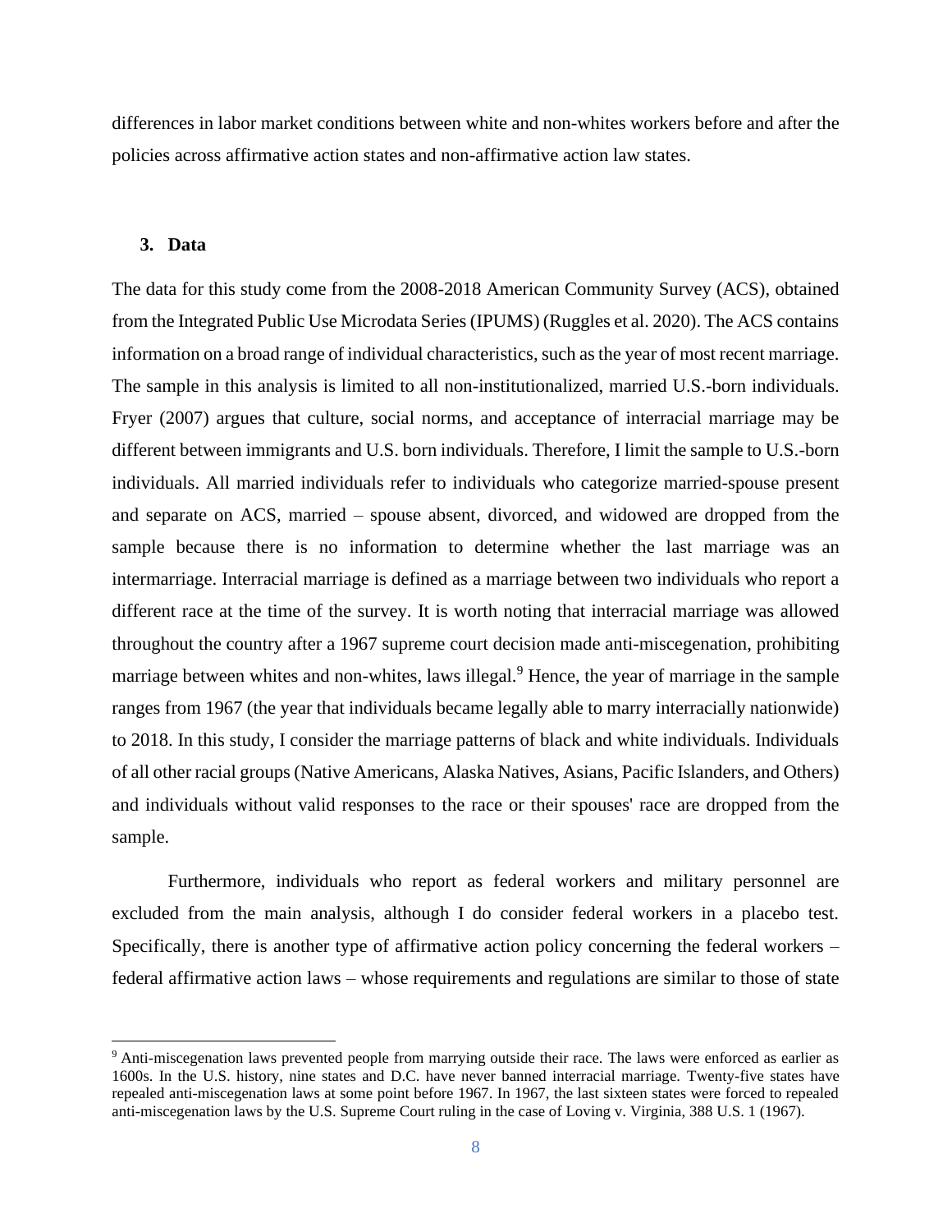differences in labor market conditions between white and non-whites workers before and after the policies across affirmative action states and non-affirmative action law states.

## 3. Data

The data for this study come from the 2008-2018 American Community Survey (ACS), obtained from the Integrated Public Use Microdata Series (IPUMS) (Ruggles et al. 2020). The ACS contains information on a broad range of individual characteristics, such as the year of most recent marriage. The sample in this analysis is limited to all non-institutionalized, married U.S.-born individuals. Fryer (2007) argues that culture, social norms, and acceptance of interracial marriage may be different between immigrants and U.S. born individuals. Therefore, I limit the sample to U.S.-born individuals. All married individuals refer to individuals who categorize married-spouse present and separate on ACS, married – spouse absent, divorced, and widowed are dropped from the sample because there is no information to determine whether the last marriage was an intermarriage. Interracial marriage is defined as a marriage between two individuals who report a different race at the time of the survey. It is worth noting that interracial marriage was allowed throughout the country after a 1967 supreme court decision made anti-miscegenation, prohibiting marriage between whites and non-whites, laws illegal.[9] Hence, the year of marriage in the sample ranges from 1967 (the year that individuals became legally able to marry interracially nationwide) to 2018. In this study, I consider the marriage patterns of black and white individuals. Individuals of all other racial groups (Native Americans, Alaska Natives, Asians, Pacific Islanders, and Others) and individuals without valid responses to the race or their spouses' race are dropped from the sample.

Furthermore, individuals who report as federal workers and military personnel are excluded from the main analysis, although I do consider federal workers in a placebo test. Specifically, there is another type of affirmative action policy concerning the federal workers – federal affirmative action laws – whose requirements and regulations are similar to those of state

[9] Anti-miscegenation laws prevented people from marrying outside their race. The laws were enforced as earlier as 1600s. In the U.S. history, nine states and D.C. have never banned interracial marriage. Twenty-five states have repealed anti-miscegenation laws at some point before 1967. In 1967, the last sixteen states were forced to repealed anti-miscegenation laws by the U.S. Supreme Court ruling in the case of Loving v. Virginia, 388 U.S. 1 (1967).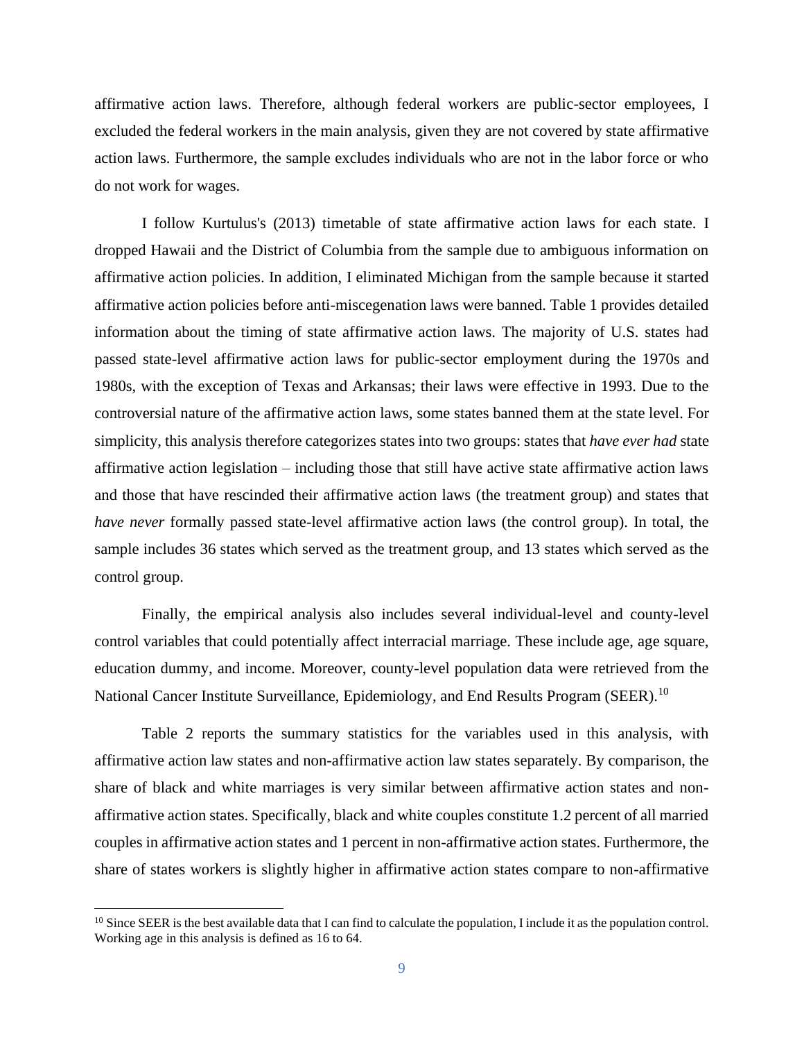affirmative action laws. Therefore, although federal workers are public-sector employees, I excluded the federal workers in the main analysis, given they are not covered by state affirmative action laws. Furthermore, the sample excludes individuals who are not in the labor force or who do not work for wages.

I follow Kurtulus's (2013) timetable of state affirmative action laws for each state. I dropped Hawaii and the District of Columbia from the sample due to ambiguous information on affirmative action policies. In addition, I eliminated Michigan from the sample because it started affirmative action policies before anti-miscegenation laws were banned. Table 1 provides detailed information about the timing of state affirmative action laws. The majority of U.S. states had passed state-level affirmative action laws for public-sector employment during the 1970s and 1980s, with the exception of Texas and Arkansas; their laws were effective in 1993. Due to the controversial nature of the affirmative action laws, some states banned them at the state level. For simplicity, this analysis therefore categorizes states into two groups: states that *have ever had* state affirmative action legislation – including those that still have active state affirmative action laws and those that have rescinded their affirmative action laws (the treatment group) and states that *have never* formally passed state-level affirmative action laws (the control group). In total, the sample includes 36 states which served as the treatment group, and 13 states which served as the control group.

Finally, the empirical analysis also includes several individual-level and county-level control variables that could potentially affect interracial marriage. These include age, age square, education dummy, and income. Moreover, county-level population data were retrieved from the National Cancer Institute Surveillance, Epidemiology, and End Results Program (SEER).[10]

Table 2 reports the summary statistics for the variables used in this analysis, with affirmative action law states and non-affirmative action law states separately. By comparison, the share of black and white marriages is very similar between affirmative action states and non-affirmative action states. Specifically, black and white couples constitute 1.2 percent of all married couples in affirmative action states and 1 percent in non-affirmative action states. Furthermore, the share of states workers is slightly higher in affirmative action states compare to non-affirmative

[10] Since SEER is the best available data that I can find to calculate the population, I include it as the population control. Working age in this analysis is defined as 16 to 64.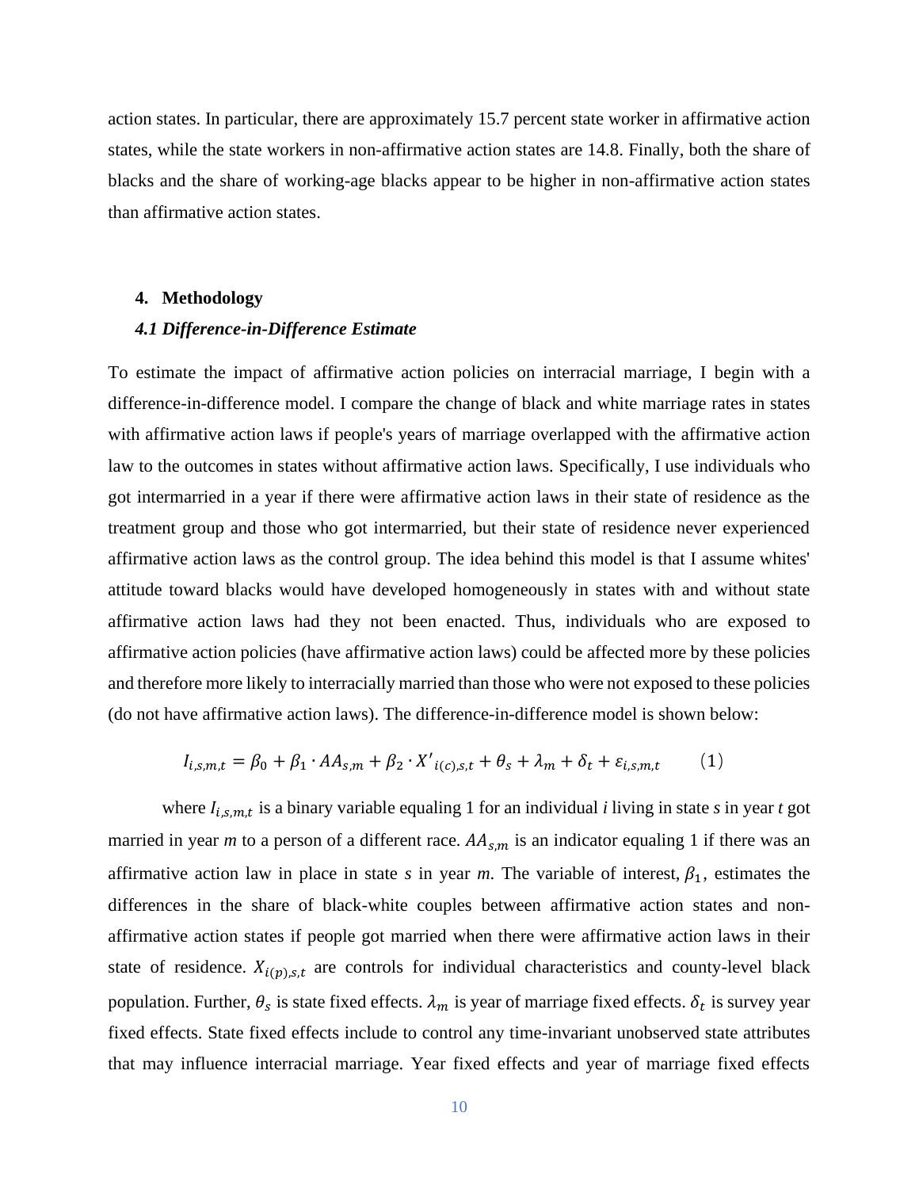action states. In particular, there are approximately 15.7 percent state worker in affirmative action states, while the state workers in non-affirmative action states are 14.8. Finally, both the share of blacks and the share of working-age blacks appear to be higher in non-affirmative action states than affirmative action states.

## 4. Methodology

### *4.1 Difference-in-Difference Estimate*

To estimate the impact of affirmative action policies on interracial marriage, I begin with a difference-in-difference model. I compare the change of black and white marriage rates in states with affirmative action laws if people's years of marriage overlapped with the affirmative action law to the outcomes in states without affirmative action laws. Specifically, I use individuals who got intermarried in a year if there were affirmative action laws in their state of residence as the treatment group and those who got intermarried, but their state of residence never experienced affirmative action laws as the control group. The idea behind this model is that I assume whites' attitude toward blacks would have developed homogeneously in states with and without state affirmative action laws had they not been enacted. Thus, individuals who are exposed to affirmative action policies (have affirmative action laws) could be affected more by these policies and therefore more likely to interracially married than those who were not exposed to these policies (do not have affirmative action laws). The difference-in-difference model is shown below:

$$I_{i,s,m,t} = \beta_0 + \beta_1 \cdot AA_{s,m} + \beta_2 \cdot X'_{i(c),s,t} + \theta_s + \lambda_m + \delta_t + \varepsilon_{i,s,m,t} \qquad (1)$$

where $I_{i,s,m,t}$ is a binary variable equaling 1 for an individual *i* living in state *s* in year *t* got married in year *m* to a person of a different race. $AA_{s,m}$ is an indicator equaling 1 if there was an affirmative action law in place in state *s* in year *m*. The variable of interest, $\beta_1$, estimates the differences in the share of black-white couples between affirmative action states and non-affirmative action states if people got married when there were affirmative action laws in their state of residence. $X_{i(p),s,t}$ are controls for individual characteristics and county-level black population. Further, $\theta_s$ is state fixed effects. $\lambda_m$ is year of marriage fixed effects. $\delta_t$ is survey year fixed effects. State fixed effects include to control any time-invariant unobserved state attributes that may influence interracial marriage. Year fixed effects and year of marriage fixed effects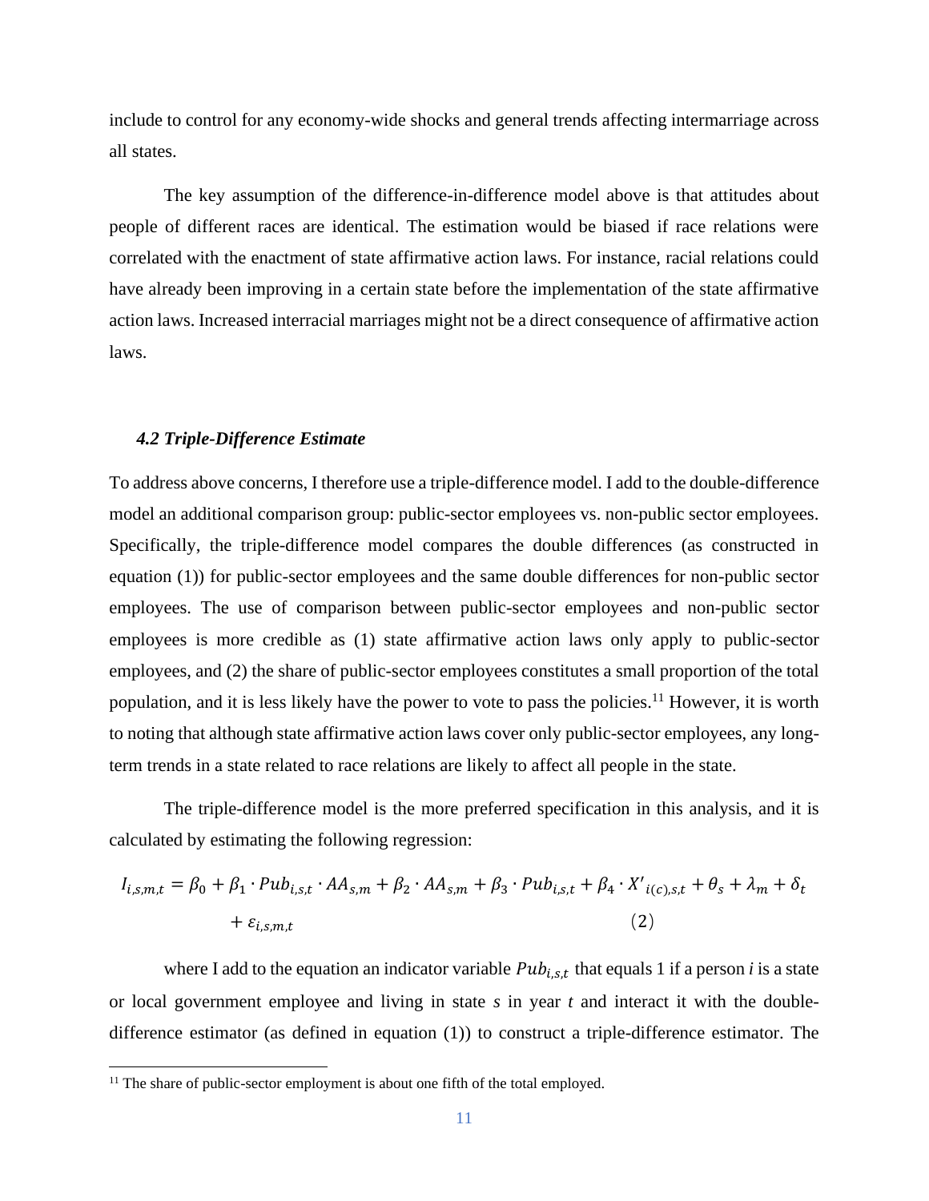include to control for any economy-wide shocks and general trends affecting intermarriage across all states.

The key assumption of the difference-in-difference model above is that attitudes about people of different races are identical. The estimation would be biased if race relations were correlated with the enactment of state affirmative action laws. For instance, racial relations could have already been improving in a certain state before the implementation of the state affirmative action laws. Increased interracial marriages might not be a direct consequence of affirmative action laws.

### *4.2 Triple-Difference Estimate*

To address above concerns, I therefore use a triple-difference model. I add to the double-difference model an additional comparison group: public-sector employees vs. non-public sector employees. Specifically, the triple-difference model compares the double differences (as constructed in equation (1)) for public-sector employees and the same double differences for non-public sector employees. The use of comparison between public-sector employees and non-public sector employees is more credible as (1) state affirmative action laws only apply to public-sector employees, and (2) the share of public-sector employees constitutes a small proportion of the total population, and it is less likely have the power to vote to pass the policies.[11] However, it is worth to noting that although state affirmative action laws cover only public-sector employees, any long-term trends in a state related to race relations are likely to affect all people in the state.

The triple-difference model is the more preferred specification in this analysis, and it is calculated by estimating the following regression:

$$I_{i,s,m,t} = \beta_0 + \beta_1 \cdot Pub_{i,s,t} \cdot AA_{s,m} + \beta_2 \cdot AA_{s,m} + \beta_3 \cdot Pub_{i,s,t} + \beta_4 \cdot X'_{i(c),s,t} + \theta_s + \lambda_m + \delta_t + \varepsilon_{i,s,m,t} \quad (2)$$

where I add to the equation an indicator variable $Pub_{i,s,t}$ that equals 1 if a person *i* is a state or local government employee and living in state *s* in year *t* and interact it with the double-difference estimator (as defined in equation (1)) to construct a triple-difference estimator. The

[11] The share of public-sector employment is about one fifth of the total employed.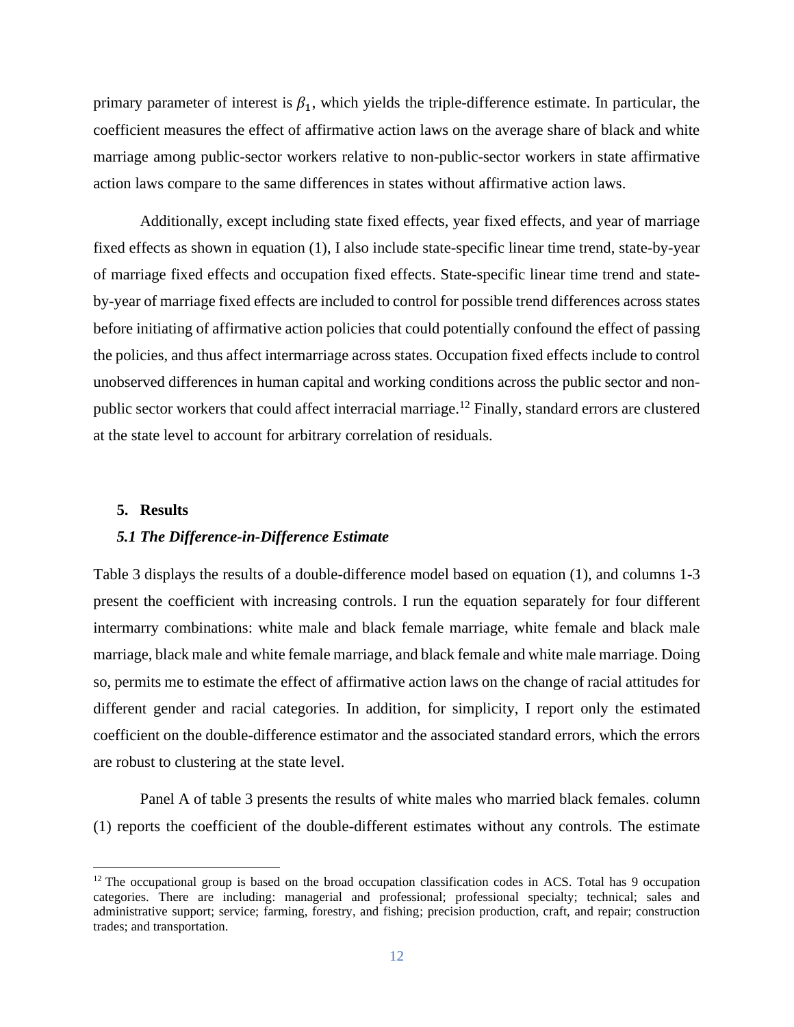primary parameter of interest is $\beta_1$, which yields the triple-difference estimate. In particular, the coefficient measures the effect of affirmative action laws on the average share of black and white marriage among public-sector workers relative to non-public-sector workers in state affirmative action laws compare to the same differences in states without affirmative action laws.

Additionally, except including state fixed effects, year fixed effects, and year of marriage fixed effects as shown in equation (1), I also include state-specific linear time trend, state-by-year of marriage fixed effects and occupation fixed effects. State-specific linear time trend and state-by-year of marriage fixed effects are included to control for possible trend differences across states before initiating of affirmative action policies that could potentially confound the effect of passing the policies, and thus affect intermarriage across states. Occupation fixed effects include to control unobserved differences in human capital and working conditions across the public sector and non-public sector workers that could affect interracial marriage.[12] Finally, standard errors are clustered at the state level to account for arbitrary correlation of residuals.

## 5. Results

### *5.1 The Difference-in-Difference Estimate*

Table 3 displays the results of a double-difference model based on equation (1), and columns 1-3 present the coefficient with increasing controls. I run the equation separately for four different intermarry combinations: white male and black female marriage, white female and black male marriage, black male and white female marriage, and black female and white male marriage. Doing so, permits me to estimate the effect of affirmative action laws on the change of racial attitudes for different gender and racial categories. In addition, for simplicity, I report only the estimated coefficient on the double-difference estimator and the associated standard errors, which the errors are robust to clustering at the state level.

Panel A of table 3 presents the results of white males who married black females. column (1) reports the coefficient of the double-different estimates without any controls. The estimate

[12] The occupational group is based on the broad occupation classification codes in ACS. Total has 9 occupation categories. There are including: managerial and professional; professional specialty; technical; sales and administrative support; service; farming, forestry, and fishing; precision production, craft, and repair; construction trades; and transportation.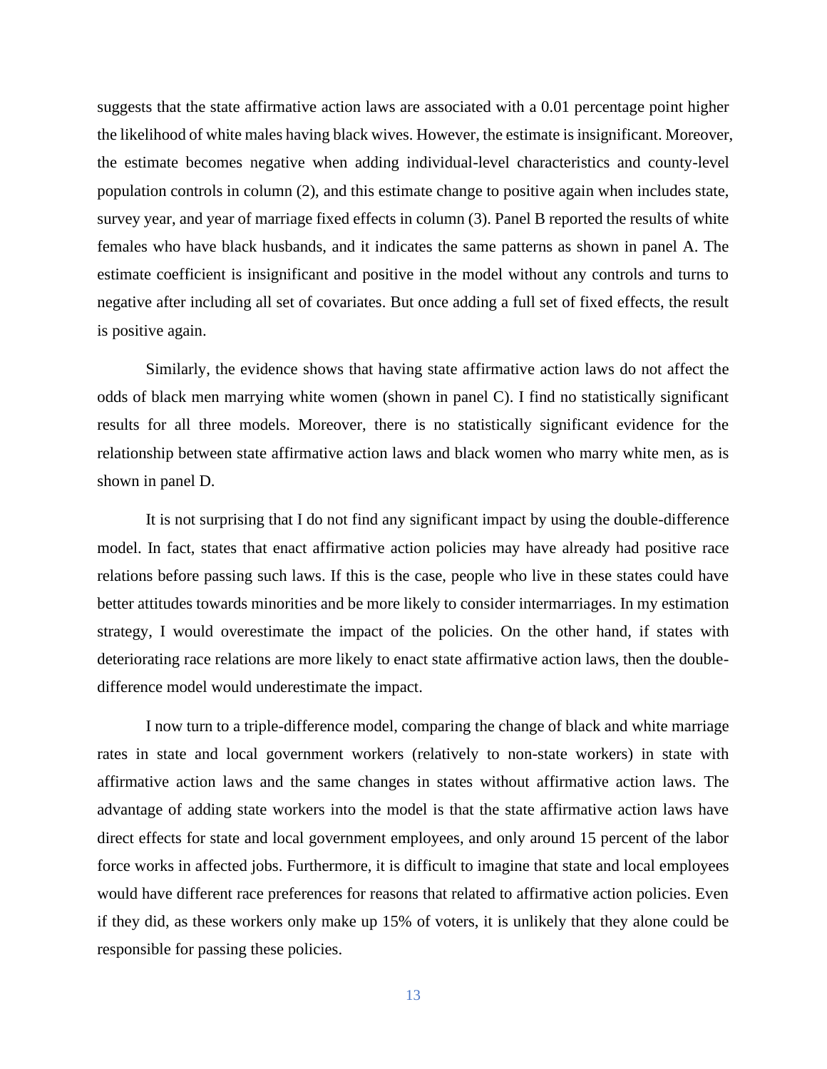suggests that the state affirmative action laws are associated with a 0.01 percentage point higher the likelihood of white males having black wives. However, the estimate is insignificant. Moreover, the estimate becomes negative when adding individual-level characteristics and county-level population controls in column (2), and this estimate change to positive again when includes state, survey year, and year of marriage fixed effects in column (3). Panel B reported the results of white females who have black husbands, and it indicates the same patterns as shown in panel A. The estimate coefficient is insignificant and positive in the model without any controls and turns to negative after including all set of covariates. But once adding a full set of fixed effects, the result is positive again.

Similarly, the evidence shows that having state affirmative action laws do not affect the odds of black men marrying white women (shown in panel C). I find no statistically significant results for all three models. Moreover, there is no statistically significant evidence for the relationship between state affirmative action laws and black women who marry white men, as is shown in panel D.

It is not surprising that I do not find any significant impact by using the double-difference model. In fact, states that enact affirmative action policies may have already had positive race relations before passing such laws. If this is the case, people who live in these states could have better attitudes towards minorities and be more likely to consider intermarriages. In my estimation strategy, I would overestimate the impact of the policies. On the other hand, if states with deteriorating race relations are more likely to enact state affirmative action laws, then the double-difference model would underestimate the impact.

I now turn to a triple-difference model, comparing the change of black and white marriage rates in state and local government workers (relatively to non-state workers) in state with affirmative action laws and the same changes in states without affirmative action laws. The advantage of adding state workers into the model is that the state affirmative action laws have direct effects for state and local government employees, and only around 15 percent of the labor force works in affected jobs. Furthermore, it is difficult to imagine that state and local employees would have different race preferences for reasons that related to affirmative action policies. Even if they did, as these workers only make up 15% of voters, it is unlikely that they alone could be responsible for passing these policies.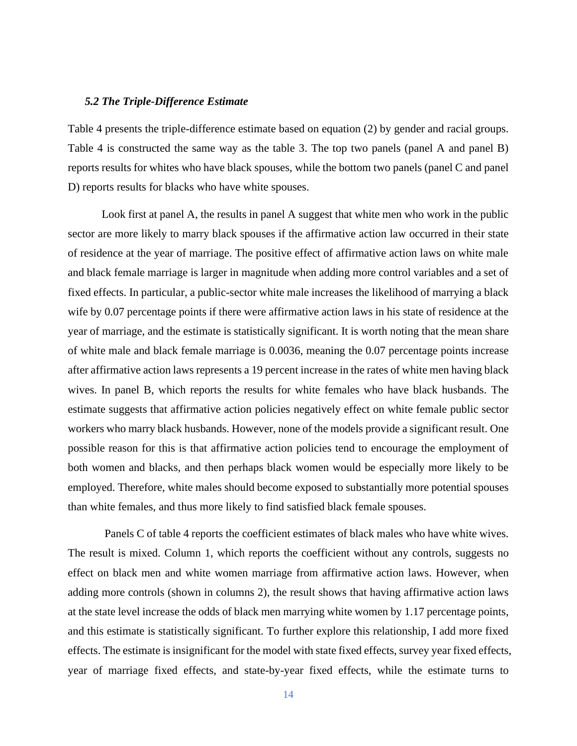### *5.2 The Triple-Difference Estimate*

Table 4 presents the triple-difference estimate based on equation (2) by gender and racial groups. Table 4 is constructed the same way as the table 3. The top two panels (panel A and panel B) reports results for whites who have black spouses, while the bottom two panels (panel C and panel D) reports results for blacks who have white spouses.

Look first at panel A, the results in panel A suggest that white men who work in the public sector are more likely to marry black spouses if the affirmative action law occurred in their state of residence at the year of marriage. The positive effect of affirmative action laws on white male and black female marriage is larger in magnitude when adding more control variables and a set of fixed effects. In particular, a public-sector white male increases the likelihood of marrying a black wife by 0.07 percentage points if there were affirmative action laws in his state of residence at the year of marriage, and the estimate is statistically significant. It is worth noting that the mean share of white male and black female marriage is 0.0036, meaning the 0.07 percentage points increase after affirmative action laws represents a 19 percent increase in the rates of white men having black wives. In panel B, which reports the results for white females who have black husbands. The estimate suggests that affirmative action policies negatively effect on white female public sector workers who marry black husbands. However, none of the models provide a significant result. One possible reason for this is that affirmative action policies tend to encourage the employment of both women and blacks, and then perhaps black women would be especially more likely to be employed. Therefore, white males should become exposed to substantially more potential spouses than white females, and thus more likely to find satisfied black female spouses.

Panels C of table 4 reports the coefficient estimates of black males who have white wives. The result is mixed. Column 1, which reports the coefficient without any controls, suggests no effect on black men and white women marriage from affirmative action laws. However, when adding more controls (shown in columns 2), the result shows that having affirmative action laws at the state level increase the odds of black men marrying white women by 1.17 percentage points, and this estimate is statistically significant. To further explore this relationship, I add more fixed effects. The estimate is insignificant for the model with state fixed effects, survey year fixed effects, year of marriage fixed effects, and state-by-year fixed effects, while the estimate turns to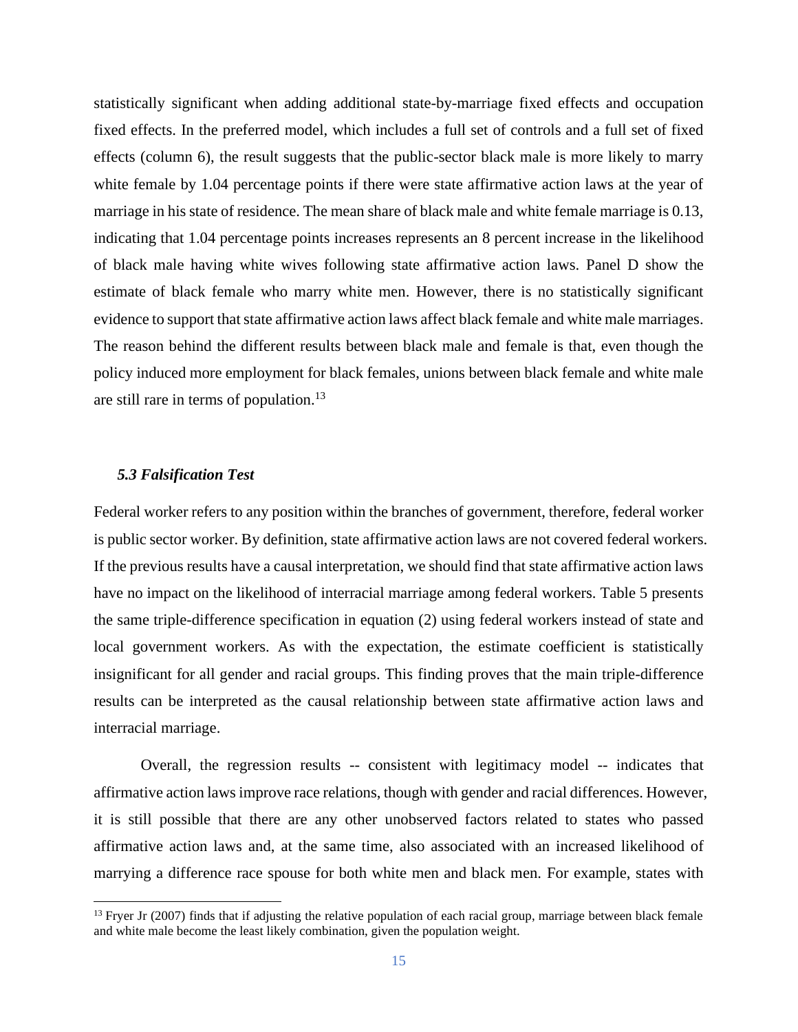statistically significant when adding additional state-by-marriage fixed effects and occupation fixed effects. In the preferred model, which includes a full set of controls and a full set of fixed effects (column 6), the result suggests that the public-sector black male is more likely to marry white female by 1.04 percentage points if there were state affirmative action laws at the year of marriage in his state of residence. The mean share of black male and white female marriage is 0.13, indicating that 1.04 percentage points increases represents an 8 percent increase in the likelihood of black male having white wives following state affirmative action laws. Panel D show the estimate of black female who marry white men. However, there is no statistically significant evidence to support that state affirmative action laws affect black female and white male marriages. The reason behind the different results between black male and female is that, even though the policy induced more employment for black females, unions between black female and white male are still rare in terms of population.[13]

### *5.3 Falsification Test*

Federal worker refers to any position within the branches of government, therefore, federal worker is public sector worker. By definition, state affirmative action laws are not covered federal workers. If the previous results have a causal interpretation, we should find that state affirmative action laws have no impact on the likelihood of interracial marriage among federal workers. Table 5 presents the same triple-difference specification in equation (2) using federal workers instead of state and local government workers. As with the expectation, the estimate coefficient is statistically insignificant for all gender and racial groups. This finding proves that the main triple-difference results can be interpreted as the causal relationship between state affirmative action laws and interracial marriage.

Overall, the regression results -- consistent with legitimacy model -- indicates that affirmative action laws improve race relations, though with gender and racial differences. However, it is still possible that there are any other unobserved factors related to states who passed affirmative action laws and, at the same time, also associated with an increased likelihood of marrying a difference race spouse for both white men and black men. For example, states with

---

[13] Fryer Jr (2007) finds that if adjusting the relative population of each racial group, marriage between black female and white male become the least likely combination, given the population weight.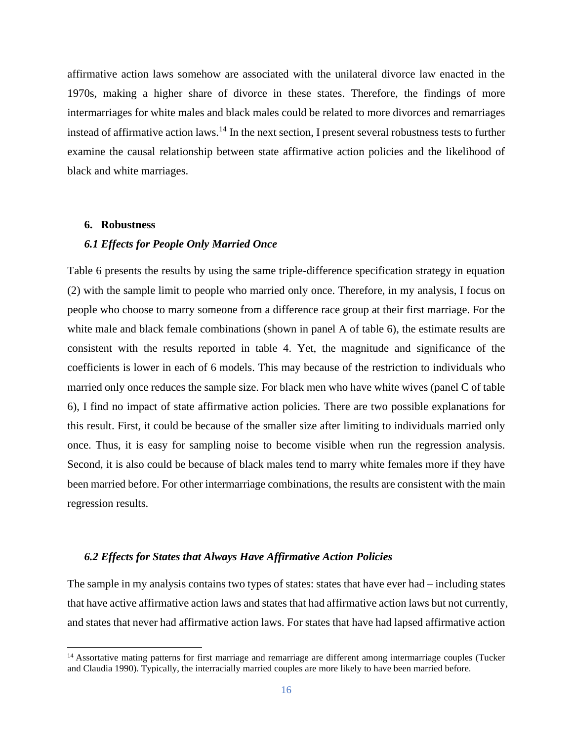affirmative action laws somehow are associated with the unilateral divorce law enacted in the 1970s, making a higher share of divorce in these states. Therefore, the findings of more intermarriages for white males and black males could be related to more divorces and remarriages instead of affirmative action laws.[14] In the next section, I present several robustness tests to further examine the causal relationship between state affirmative action policies and the likelihood of black and white marriages.

## 6. Robustness

### *6.1 Effects for People Only Married Once*

Table 6 presents the results by using the same triple-difference specification strategy in equation (2) with the sample limit to people who married only once. Therefore, in my analysis, I focus on people who choose to marry someone from a difference race group at their first marriage. For the white male and black female combinations (shown in panel A of table 6), the estimate results are consistent with the results reported in table 4. Yet, the magnitude and significance of the coefficients is lower in each of 6 models. This may because of the restriction to individuals who married only once reduces the sample size. For black men who have white wives (panel C of table 6), I find no impact of state affirmative action policies. There are two possible explanations for this result. First, it could be because of the smaller size after limiting to individuals married only once. Thus, it is easy for sampling noise to become visible when run the regression analysis. Second, it is also could be because of black males tend to marry white females more if they have been married before. For other intermarriage combinations, the results are consistent with the main regression results.

### *6.2 Effects for States that Always Have Affirmative Action Policies*

The sample in my analysis contains two types of states: states that have ever had – including states that have active affirmative action laws and states that had affirmative action laws but not currently, and states that never had affirmative action laws. For states that have had lapsed affirmative action

[14] Assortative mating patterns for first marriage and remarriage are different among intermarriage couples (Tucker and Claudia 1990). Typically, the interracially married couples are more likely to have been married before.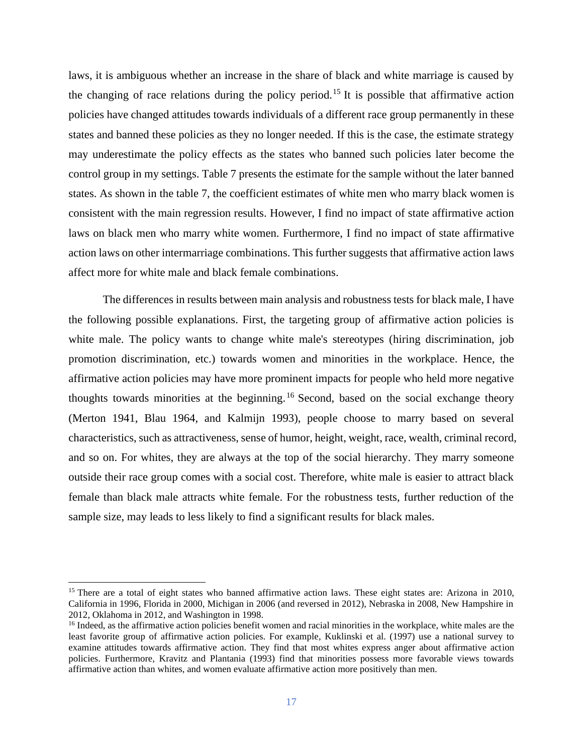laws, it is ambiguous whether an increase in the share of black and white marriage is caused by the changing of race relations during the policy period.[15] It is possible that affirmative action policies have changed attitudes towards individuals of a different race group permanently in these states and banned these policies as they no longer needed. If this is the case, the estimate strategy may underestimate the policy effects as the states who banned such policies later become the control group in my settings. Table 7 presents the estimate for the sample without the later banned states. As shown in the table 7, the coefficient estimates of white men who marry black women is consistent with the main regression results. However, I find no impact of state affirmative action laws on black men who marry white women. Furthermore, I find no impact of state affirmative action laws on other intermarriage combinations. This further suggests that affirmative action laws affect more for white male and black female combinations.

The differences in results between main analysis and robustness tests for black male, I have the following possible explanations. First, the targeting group of affirmative action policies is white male. The policy wants to change white male's stereotypes (hiring discrimination, job promotion discrimination, etc.) towards women and minorities in the workplace. Hence, the affirmative action policies may have more prominent impacts for people who held more negative thoughts towards minorities at the beginning.[16] Second, based on the social exchange theory (Merton 1941, Blau 1964, and Kalmijn 1993), people choose to marry based on several characteristics, such as attractiveness, sense of humor, height, weight, race, wealth, criminal record, and so on. For whites, they are always at the top of the social hierarchy. They marry someone outside their race group comes with a social cost. Therefore, white male is easier to attract black female than black male attracts white female. For the robustness tests, further reduction of the sample size, may leads to less likely to find a significant results for black males.

[15] There are a total of eight states who banned affirmative action laws. These eight states are: Arizona in 2010, California in 1996, Florida in 2000, Michigan in 2006 (and reversed in 2012), Nebraska in 2008, New Hampshire in 2012, Oklahoma in 2012, and Washington in 1998.

[16] Indeed, as the affirmative action policies benefit women and racial minorities in the workplace, white males are the least favorite group of affirmative action policies. For example, Kuklinski et al. (1997) use a national survey to examine attitudes towards affirmative action. They find that most whites express anger about affirmative action policies. Furthermore, Kravitz and Plantania (1993) find that minorities possess more favorable views towards affirmative action than whites, and women evaluate affirmative action more positively than men.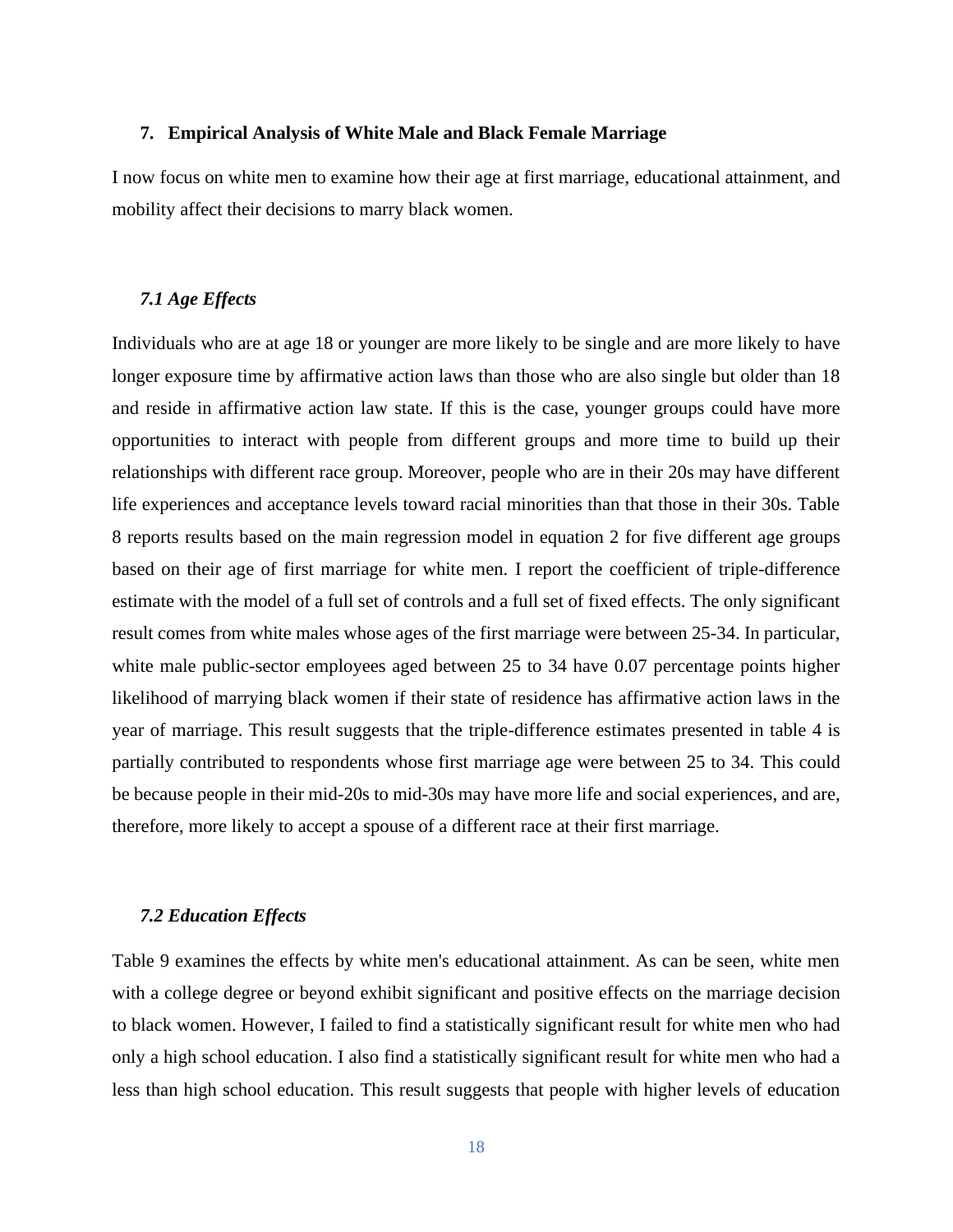## 7. Empirical Analysis of White Male and Black Female Marriage

I now focus on white men to examine how their age at first marriage, educational attainment, and mobility affect their decisions to marry black women.

### *7.1 Age Effects*

Individuals who are at age 18 or younger are more likely to be single and are more likely to have longer exposure time by affirmative action laws than those who are also single but older than 18 and reside in affirmative action law state. If this is the case, younger groups could have more opportunities to interact with people from different groups and more time to build up their relationships with different race group. Moreover, people who are in their 20s may have different life experiences and acceptance levels toward racial minorities than that those in their 30s. Table 8 reports results based on the main regression model in equation 2 for five different age groups based on their age of first marriage for white men. I report the coefficient of triple-difference estimate with the model of a full set of controls and a full set of fixed effects. The only significant result comes from white males whose ages of the first marriage were between 25-34. In particular, white male public-sector employees aged between 25 to 34 have 0.07 percentage points higher likelihood of marrying black women if their state of residence has affirmative action laws in the year of marriage. This result suggests that the triple-difference estimates presented in table 4 is partially contributed to respondents whose first marriage age were between 25 to 34. This could be because people in their mid-20s to mid-30s may have more life and social experiences, and are, therefore, more likely to accept a spouse of a different race at their first marriage.

### *7.2 Education Effects*

Table 9 examines the effects by white men's educational attainment. As can be seen, white men with a college degree or beyond exhibit significant and positive effects on the marriage decision to black women. However, I failed to find a statistically significant result for white men who had only a high school education. I also find a statistically significant result for white men who had a less than high school education. This result suggests that people with higher levels of education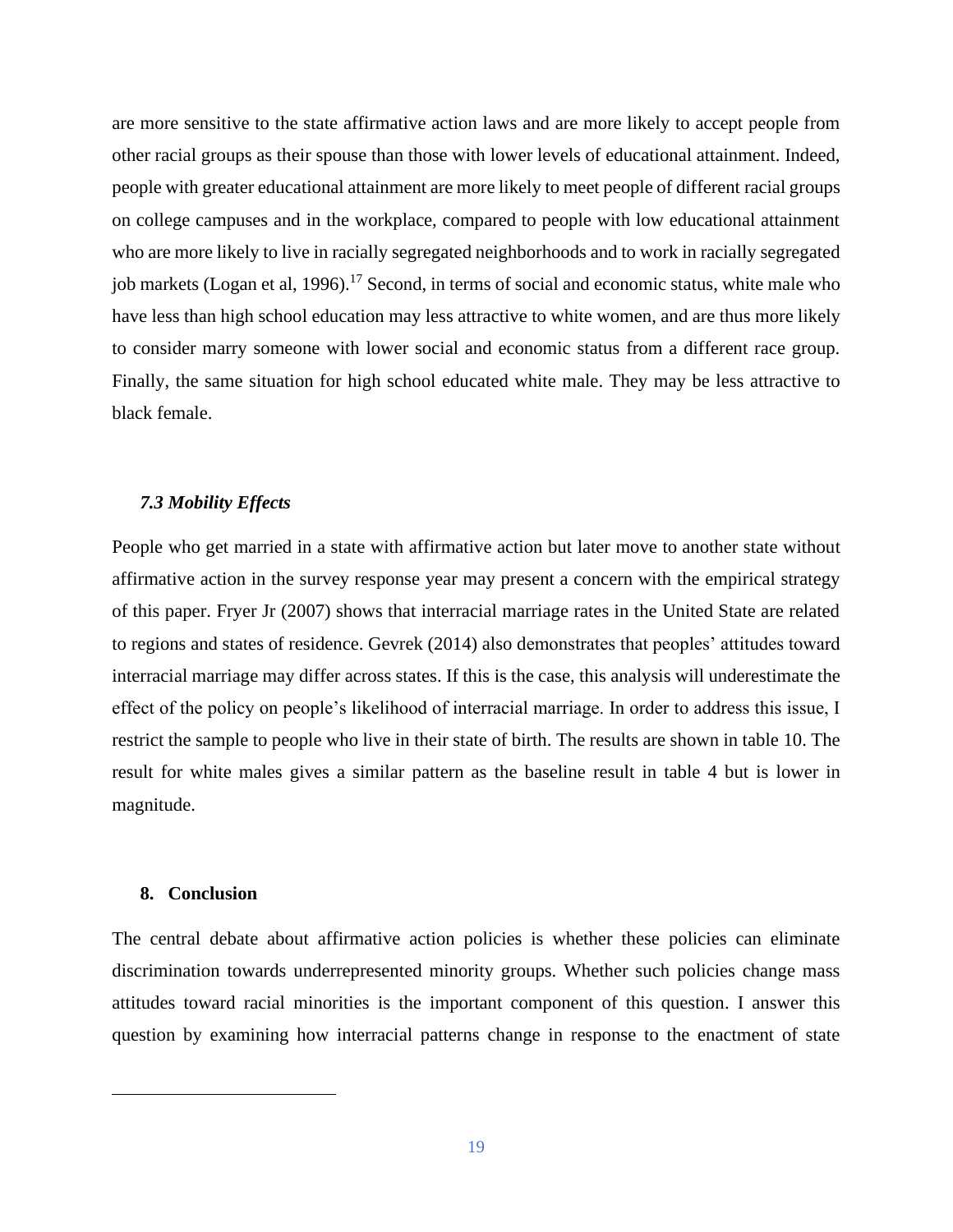are more sensitive to the state affirmative action laws and are more likely to accept people from other racial groups as their spouse than those with lower levels of educational attainment. Indeed, people with greater educational attainment are more likely to meet people of different racial groups on college campuses and in the workplace, compared to people with low educational attainment who are more likely to live in racially segregated neighborhoods and to work in racially segregated job markets (Logan et al, 1996).[17] Second, in terms of social and economic status, white male who have less than high school education may less attractive to white women, and are thus more likely to consider marry someone with lower social and economic status from a different race group. Finally, the same situation for high school educated white male. They may be less attractive to black female.

### *7.3 Mobility Effects*

People who get married in a state with affirmative action but later move to another state without affirmative action in the survey response year may present a concern with the empirical strategy of this paper. Fryer Jr (2007) shows that interracial marriage rates in the United State are related to regions and states of residence. Gevrek (2014) also demonstrates that peoples' attitudes toward interracial marriage may differ across states. If this is the case, this analysis will underestimate the effect of the policy on people's likelihood of interracial marriage. In order to address this issue, I restrict the sample to people who live in their state of birth. The results are shown in table 10. The result for white males gives a similar pattern as the baseline result in table 4 but is lower in magnitude.

## 8. Conclusion

The central debate about affirmative action policies is whether these policies can eliminate discrimination towards underrepresented minority groups. Whether such policies change mass attitudes toward racial minorities is the important component of this question. I answer this question by examining how interracial patterns change in response to the enactment of state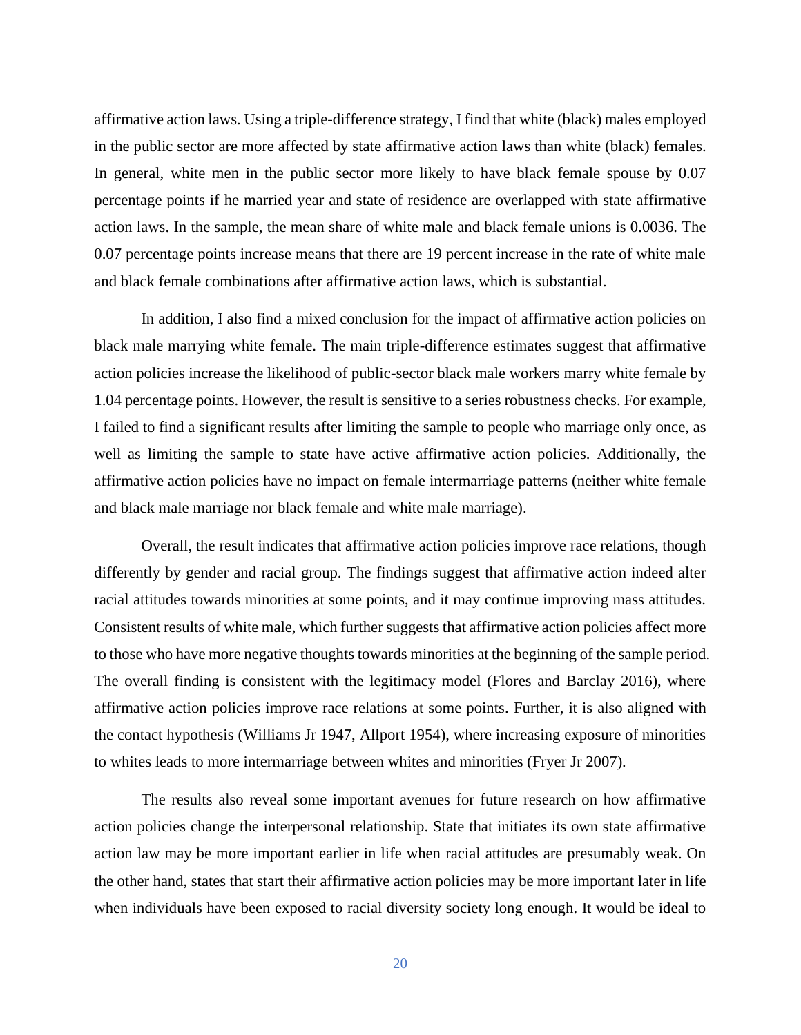affirmative action laws. Using a triple-difference strategy, I find that white (black) males employed in the public sector are more affected by state affirmative action laws than white (black) females. In general, white men in the public sector more likely to have black female spouse by 0.07 percentage points if he married year and state of residence are overlapped with state affirmative action laws. In the sample, the mean share of white male and black female unions is 0.0036. The 0.07 percentage points increase means that there are 19 percent increase in the rate of white male and black female combinations after affirmative action laws, which is substantial.

In addition, I also find a mixed conclusion for the impact of affirmative action policies on black male marrying white female. The main triple-difference estimates suggest that affirmative action policies increase the likelihood of public-sector black male workers marry white female by 1.04 percentage points. However, the result is sensitive to a series robustness checks. For example, I failed to find a significant results after limiting the sample to people who marriage only once, as well as limiting the sample to state have active affirmative action policies. Additionally, the affirmative action policies have no impact on female intermarriage patterns (neither white female and black male marriage nor black female and white male marriage).

Overall, the result indicates that affirmative action policies improve race relations, though differently by gender and racial group. The findings suggest that affirmative action indeed alter racial attitudes towards minorities at some points, and it may continue improving mass attitudes. Consistent results of white male, which further suggests that affirmative action policies affect more to those who have more negative thoughts towards minorities at the beginning of the sample period. The overall finding is consistent with the legitimacy model (Flores and Barclay 2016), where affirmative action policies improve race relations at some points. Further, it is also aligned with the contact hypothesis (Williams Jr 1947, Allport 1954), where increasing exposure of minorities to whites leads to more intermarriage between whites and minorities (Fryer Jr 2007).

The results also reveal some important avenues for future research on how affirmative action policies change the interpersonal relationship. State that initiates its own state affirmative action law may be more important earlier in life when racial attitudes are presumably weak. On the other hand, states that start their affirmative action policies may be more important later in life when individuals have been exposed to racial diversity society long enough. It would be ideal to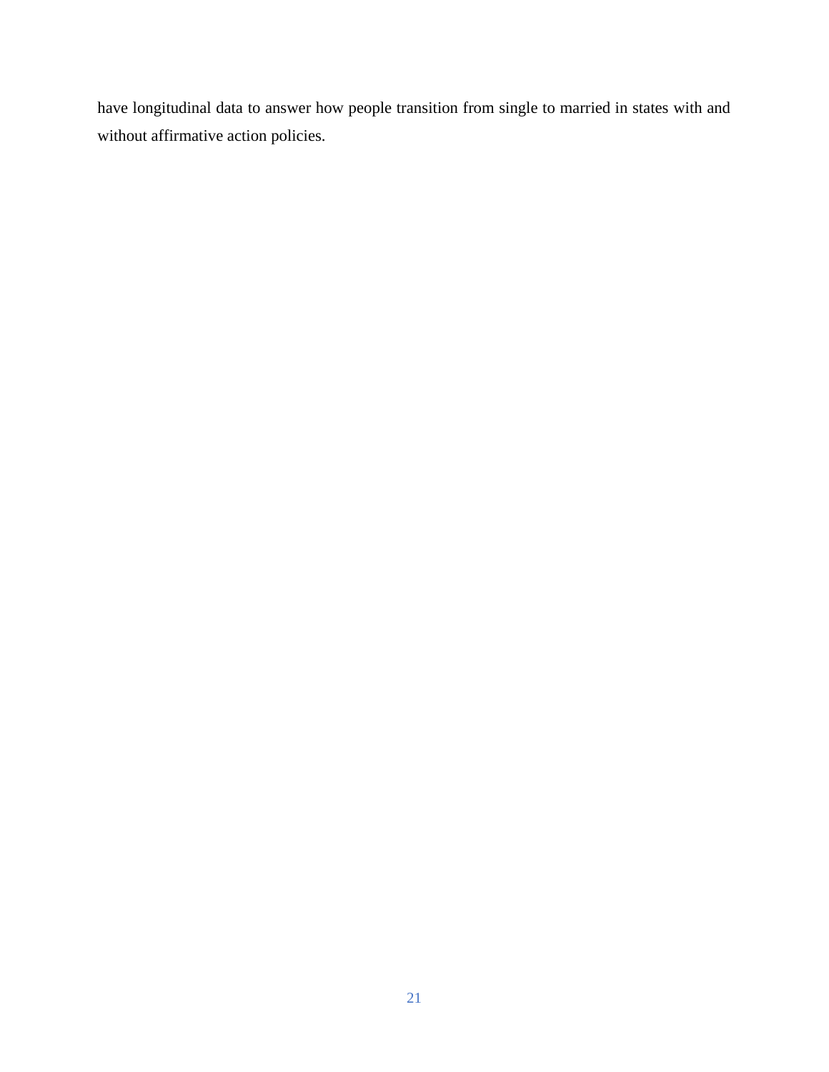have longitudinal data to answer how people transition from single to married in states with and without affirmative action policies.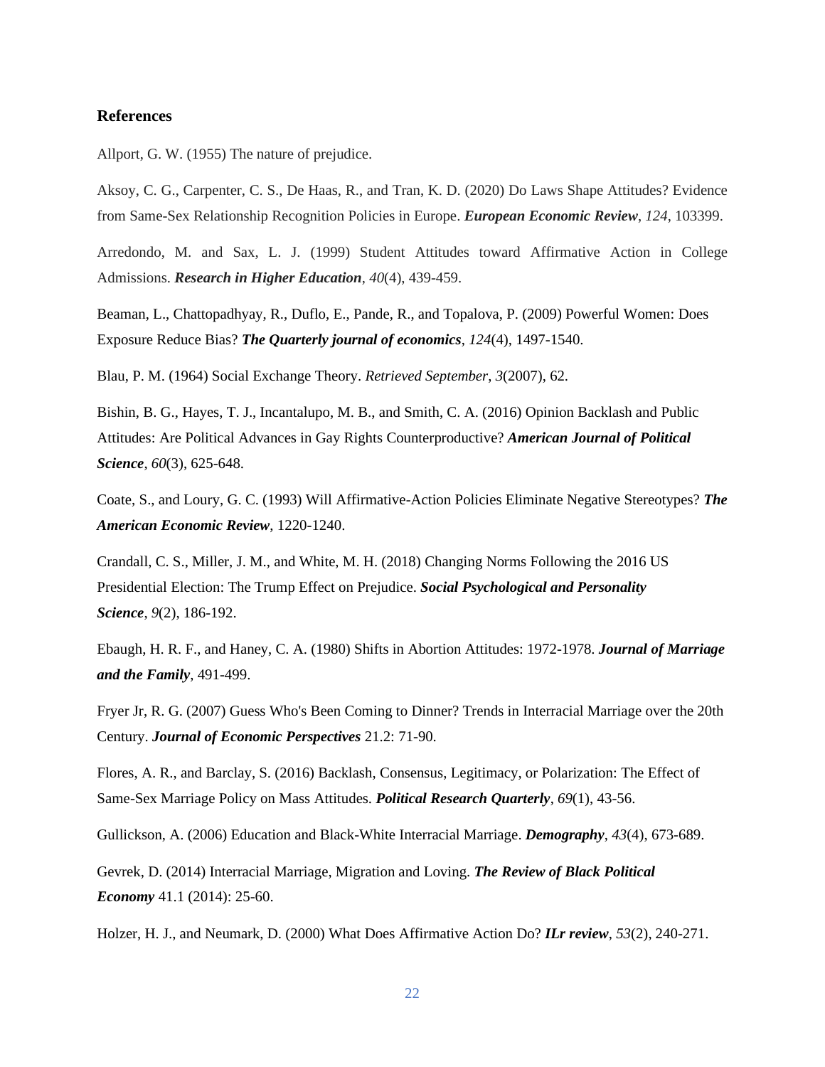### References

Allport, G. W. (1955) The nature of prejudice.

Aksoy, C. G., Carpenter, C. S., De Haas, R., and Tran, K. D. (2020) Do Laws Shape Attitudes? Evidence from Same-Sex Relationship Recognition Policies in Europe. ***European Economic Review***, *124*, 103399.

Arredondo, M. and Sax, L. J. (1999) Student Attitudes toward Affirmative Action in College Admissions. ***Research in Higher Education***, *40*(4), 439-459.

Beaman, L., Chattopadhyay, R., Duflo, E., Pande, R., and Topalova, P. (2009) Powerful Women: Does Exposure Reduce Bias? ***The Quarterly journal of economics***, *124*(4), 1497-1540.

Blau, P. M. (1964) Social Exchange Theory. *Retrieved September*, *3*(2007), 62.

Bishin, B. G., Hayes, T. J., Incantalupo, M. B., and Smith, C. A. (2016) Opinion Backlash and Public Attitudes: Are Political Advances in Gay Rights Counterproductive? ***American Journal of Political Science***, *60*(3), 625-648.

Coate, S., and Loury, G. C. (1993) Will Affirmative-Action Policies Eliminate Negative Stereotypes? ***The American Economic Review***, 1220-1240.

Crandall, C. S., Miller, J. M., and White, M. H. (2018) Changing Norms Following the 2016 US Presidential Election: The Trump Effect on Prejudice. ***Social Psychological and Personality Science***, *9*(2), 186-192.

Ebaugh, H. R. F., and Haney, C. A. (1980) Shifts in Abortion Attitudes: 1972-1978. ***Journal of Marriage and the Family***, 491-499.

Fryer Jr, R. G. (2007) Guess Who's Been Coming to Dinner? Trends in Interracial Marriage over the 20th Century. ***Journal of Economic Perspectives*** 21.2: 71-90.

Flores, A. R., and Barclay, S. (2016) Backlash, Consensus, Legitimacy, or Polarization: The Effect of Same-Sex Marriage Policy on Mass Attitudes. ***Political Research Quarterly***, *69*(1), 43-56.

Gullickson, A. (2006) Education and Black-White Interracial Marriage. ***Demography***, *43*(4), 673-689.

Gevrek, D. (2014) Interracial Marriage, Migration and Loving. ***The Review of Black Political Economy*** 41.1 (2014): 25-60.

Holzer, H. J., and Neumark, D. (2000) What Does Affirmative Action Do? ***ILr review***, *53*(2), 240-271.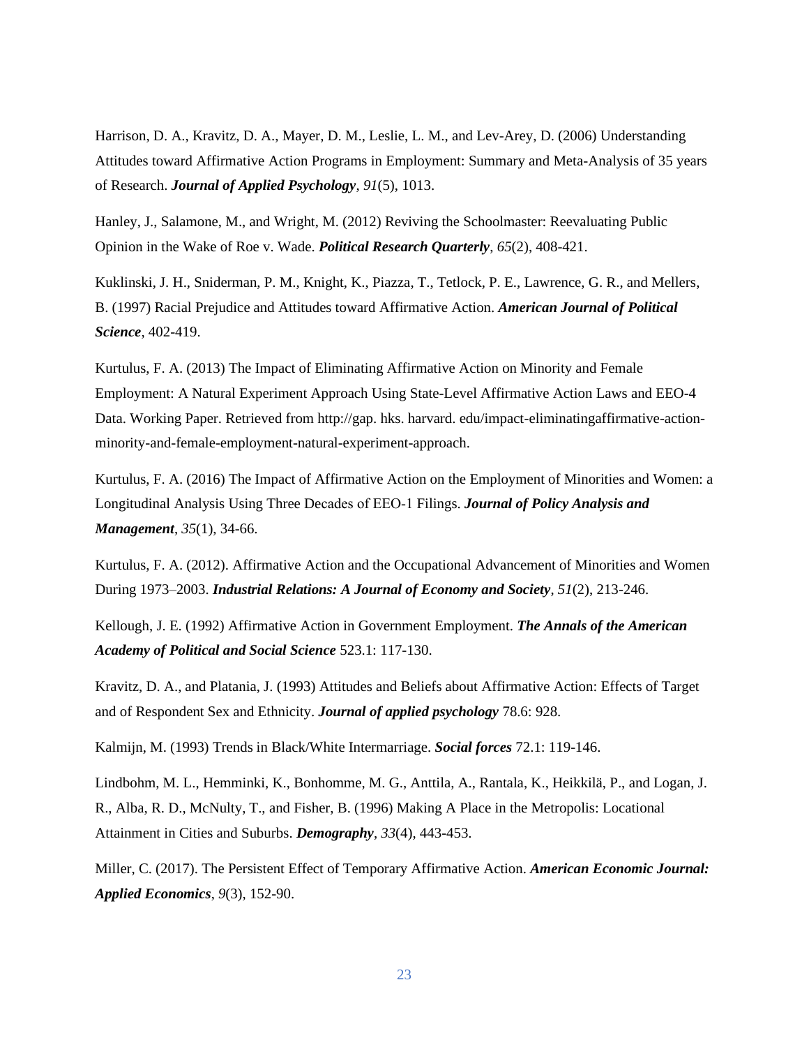Harrison, D. A., Kravitz, D. A., Mayer, D. M., Leslie, L. M., and Lev-Arey, D. (2006) Understanding Attitudes toward Affirmative Action Programs in Employment: Summary and Meta-Analysis of 35 years of Research. ***Journal of Applied Psychology***, *91*(5), 1013.

Hanley, J., Salamone, M., and Wright, M. (2012) Reviving the Schoolmaster: Reevaluating Public Opinion in the Wake of Roe v. Wade. ***Political Research Quarterly***, *65*(2), 408-421.

Kuklinski, J. H., Sniderman, P. M., Knight, K., Piazza, T., Tetlock, P. E., Lawrence, G. R., and Mellers, B. (1997) Racial Prejudice and Attitudes toward Affirmative Action. ***American Journal of Political Science***, 402-419.

Kurtulus, F. A. (2013) The Impact of Eliminating Affirmative Action on Minority and Female Employment: A Natural Experiment Approach Using State-Level Affirmative Action Laws and EEO-4 Data. Working Paper. Retrieved from http://gap. hks. harvard. edu/impact-eliminatingaffirmative-action-minority-and-female-employment-natural-experiment-approach.

Kurtulus, F. A. (2016) The Impact of Affirmative Action on the Employment of Minorities and Women: a Longitudinal Analysis Using Three Decades of EEO-1 Filings. ***Journal of Policy Analysis and Management***, *35*(1), 34-66.

Kurtulus, F. A. (2012). Affirmative Action and the Occupational Advancement of Minorities and Women During 1973–2003. ***Industrial Relations: A Journal of Economy and Society***, *51*(2), 213-246.

Kellough, J. E. (1992) Affirmative Action in Government Employment. ***The Annals of the American Academy of Political and Social Science*** 523.1: 117-130.

Kravitz, D. A., and Platania, J. (1993) Attitudes and Beliefs about Affirmative Action: Effects of Target and of Respondent Sex and Ethnicity. ***Journal of applied psychology*** 78.6: 928.

Kalmijn, M. (1993) Trends in Black/White Intermarriage. ***Social forces*** 72.1: 119-146.

Lindbohm, M. L., Hemminki, K., Bonhomme, M. G., Anttila, A., Rantala, K., Heikkilä, P., and Logan, J. R., Alba, R. D., McNulty, T., and Fisher, B. (1996) Making A Place in the Metropolis: Locational Attainment in Cities and Suburbs. ***Demography***, *33*(4), 443-453.

Miller, C. (2017). The Persistent Effect of Temporary Affirmative Action. ***American Economic Journal: Applied Economics***, *9*(3), 152-90.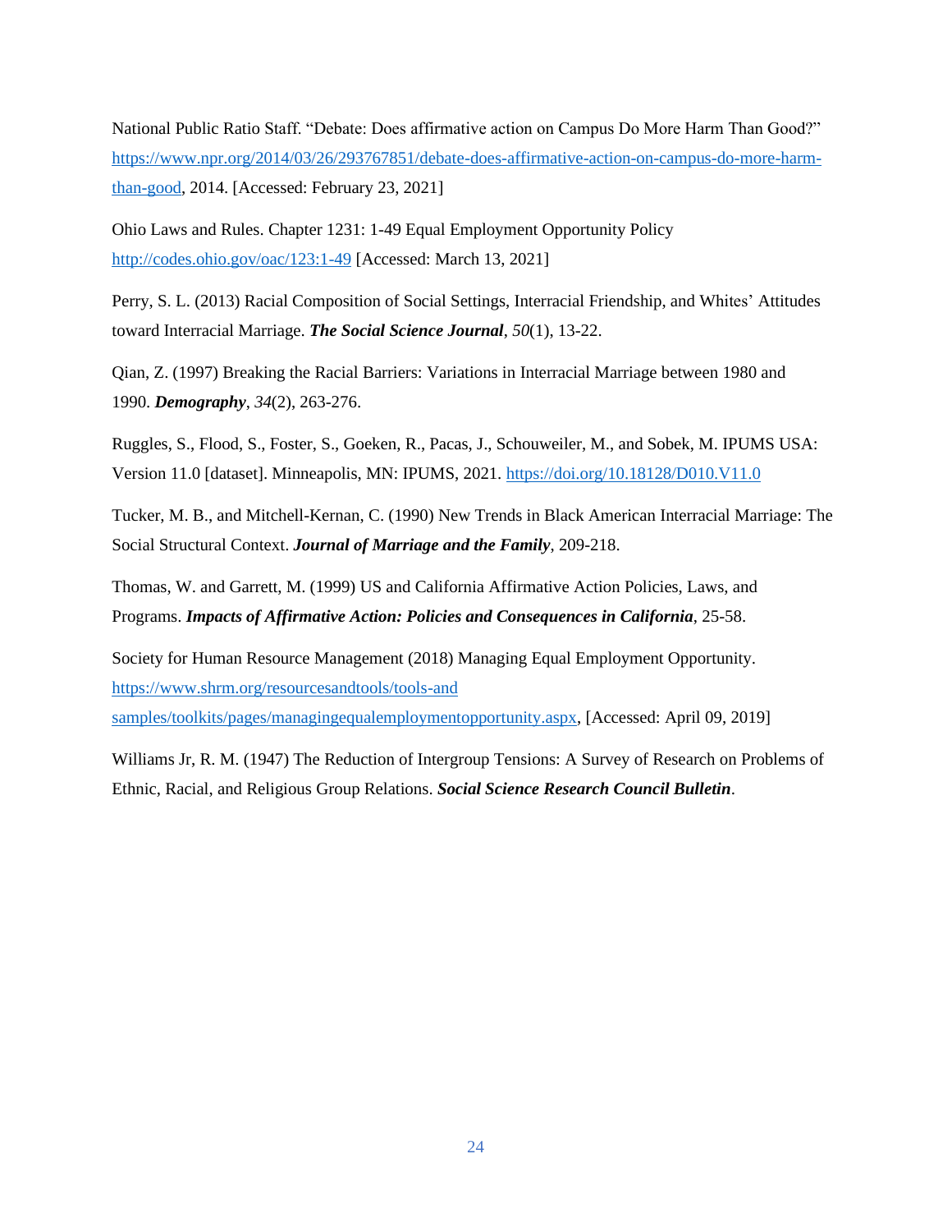National Public Ratio Staff. "Debate: Does affirmative action on Campus Do More Harm Than Good?" https://www.npr.org/2014/03/26/293767851/debate-does-affirmative-action-on-campus-do-more-harm-than-good, 2014. [Accessed: February 23, 2021]

Ohio Laws and Rules. Chapter 1231: 1-49 Equal Employment Opportunity Policy http://codes.ohio.gov/oac/123:1-49 [Accessed: March 13, 2021]

Perry, S. L. (2013) Racial Composition of Social Settings, Interracial Friendship, and Whites' Attitudes toward Interracial Marriage. ***The Social Science Journal***, *50*(1), 13-22.

Qian, Z. (1997) Breaking the Racial Barriers: Variations in Interracial Marriage between 1980 and 1990. ***Demography***, *34*(2), 263-276.

Ruggles, S., Flood, S., Foster, S., Goeken, R., Pacas, J., Schouweiler, M., and Sobek, M. IPUMS USA: Version 11.0 [dataset]. Minneapolis, MN: IPUMS, 2021. https://doi.org/10.18128/D010.V11.0

Tucker, M. B., and Mitchell-Kernan, C. (1990) New Trends in Black American Interracial Marriage: The Social Structural Context. ***Journal of Marriage and the Family***, 209-218.

Thomas, W. and Garrett, M. (1999) US and California Affirmative Action Policies, Laws, and Programs. ***Impacts of Affirmative Action: Policies and Consequences in California***, 25-58.

Society for Human Resource Management (2018) Managing Equal Employment Opportunity. https://www.shrm.org/resourcesandtools/tools-and samples/toolkits/pages/managingequalemploymentopportunity.aspx, [Accessed: April 09, 2019]

Williams Jr, R. M. (1947) The Reduction of Intergroup Tensions: A Survey of Research on Problems of Ethnic, Racial, and Religious Group Relations. ***Social Science Research Council Bulletin***.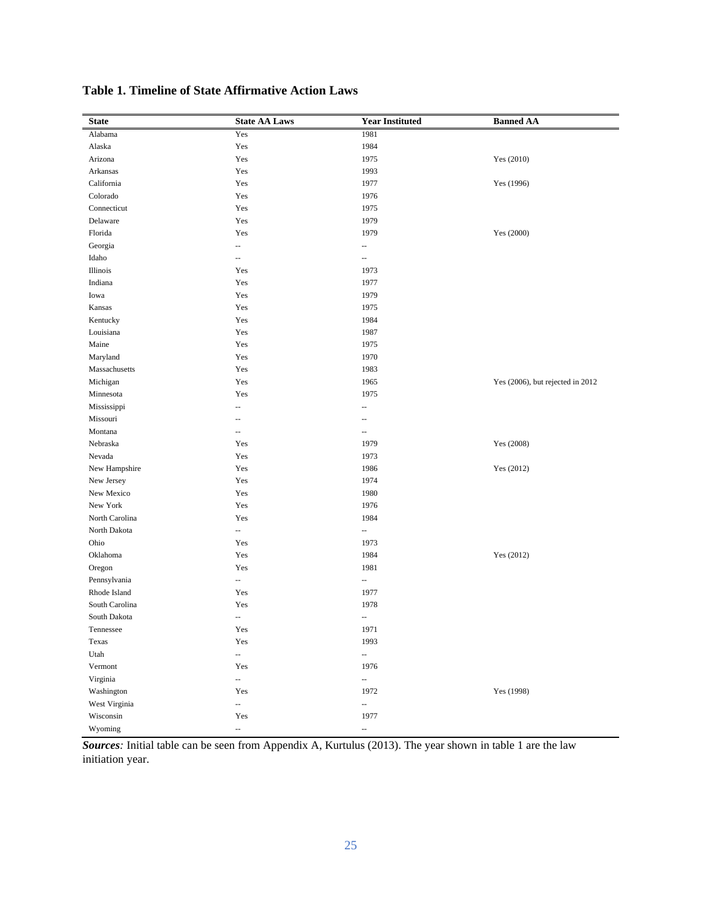**Table 1. Timeline of State Affirmative Action Laws**

| State | State AA Laws | Year Instituted | Banned AA |
|---|---|---|---|
| Alabama | Yes | 1981 | |
| Alaska | Yes | 1984 | |
| Arizona | Yes | 1975 | Yes (2010) |
| Arkansas | Yes | 1993 | |
| California | Yes | 1977 | Yes (1996) |
| Colorado | Yes | 1976 | |
| Connecticut | Yes | 1975 | |
| Delaware | Yes | 1979 | |
| Florida | Yes | 1979 | Yes (2000) |
| Georgia | -- | -- | |
| Idaho | -- | -- | |
| Illinois | Yes | 1973 | |
| Indiana | Yes | 1977 | |
| Iowa | Yes | 1979 | |
| Kansas | Yes | 1975 | |
| Kentucky | Yes | 1984 | |
| Louisiana | Yes | 1987 | |
| Maine | Yes | 1975 | |
| Maryland | Yes | 1970 | |
| Massachusetts | Yes | 1983 | |
| Michigan | Yes | 1965 | Yes (2006), but rejected in 2012 |
| Minnesota | Yes | 1975 | |
| Mississippi | -- | -- | |
| Missouri | -- | -- | |
| Montana | -- | -- | |
| Nebraska | Yes | 1979 | Yes (2008) |
| Nevada | Yes | 1973 | |
| New Hampshire | Yes | 1986 | Yes (2012) |
| New Jersey | Yes | 1974 | |
| New Mexico | Yes | 1980 | |
| New York | Yes | 1976 | |
| North Carolina | Yes | 1984 | |
| North Dakota | -- | -- | |
| Ohio | Yes | 1973 | |
| Oklahoma | Yes | 1984 | Yes (2012) |
| Oregon | Yes | 1981 | |
| Pennsylvania | -- | -- | |
| Rhode Island | Yes | 1977 | |
| South Carolina | Yes | 1978 | |
| South Dakota | -- | -- | |
| Tennessee | Yes | 1971 | |
| Texas | Yes | 1993 | |
| Utah | -- | -- | |
| Vermont | Yes | 1976 | |
| Virginia | -- | -- | |
| Washington | Yes | 1972 | Yes (1998) |
| West Virginia | -- | -- | |
| Wisconsin | Yes | 1977 | |
| Wyoming | -- | -- | |

***Sources**:* Initial table can be seen from Appendix A, Kurtulus (2013). The year shown in table 1 are the law initiation year.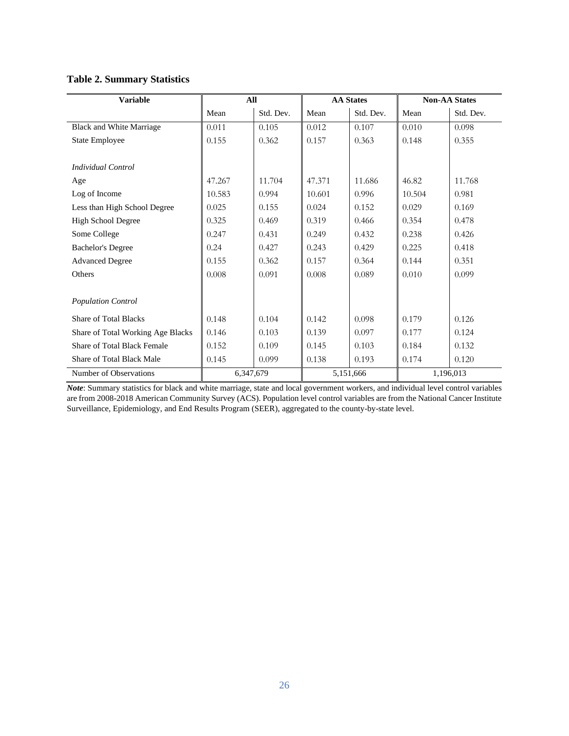**Table 2. Summary Statistics**

| Variable | All | | AA States | | Non-AA States | |
|---|---|---|---|---|---|---|
| | Mean | Std. Dev. | Mean | Std. Dev. | Mean | Std. Dev. |
| Black and White Marriage | 0.011 | 0.105 | 0.012 | 0.107 | 0.010 | 0.098 |
| State Employee | 0.155 | 0.362 | 0.157 | 0.363 | 0.148 | 0.355 |
| | | | | | | |
| *Individual Control* | | | | | | |
| Age | 47.267 | 11.704 | 47.371 | 11.686 | 46.82 | 11.768 |
| Log of Income | 10.583 | 0.994 | 10.601 | 0.996 | 10.504 | 0.981 |
| Less than High School Degree | 0.025 | 0.155 | 0.024 | 0.152 | 0.029 | 0.169 |
| High School Degree | 0.325 | 0.469 | 0.319 | 0.466 | 0.354 | 0.478 |
| Some College | 0.247 | 0.431 | 0.249 | 0.432 | 0.238 | 0.426 |
| Bachelor's Degree | 0.24 | 0.427 | 0.243 | 0.429 | 0.225 | 0.418 |
| Advanced Degree | 0.155 | 0.362 | 0.157 | 0.364 | 0.144 | 0.351 |
| Others | 0.008 | 0.091 | 0.008 | 0.089 | 0.010 | 0.099 |
| | | | | | | |
| *Population Control* | | | | | | |
| Share of Total Blacks | 0.148 | 0.104 | 0.142 | 0.098 | 0.179 | 0.126 |
| Share of Total Working Age Blacks | 0.146 | 0.103 | 0.139 | 0.097 | 0.177 | 0.124 |
| Share of Total Black Female | 0.152 | 0.109 | 0.145 | 0.103 | 0.184 | 0.132 |
| Share of Total Black Male | 0.145 | 0.099 | 0.138 | 0.193 | 0.174 | 0.120 |
| Number of Observations | 6,347,679 | | 5,151,666 | | 1,196,013 | |

***Note***: Summary statistics for black and white marriage, state and local government workers, and individual level control variables are from 2008-2018 American Community Survey (ACS). Population level control variables are from the National Cancer Institute Surveillance, Epidemiology, and End Results Program (SEER), aggregated to the county-by-state level.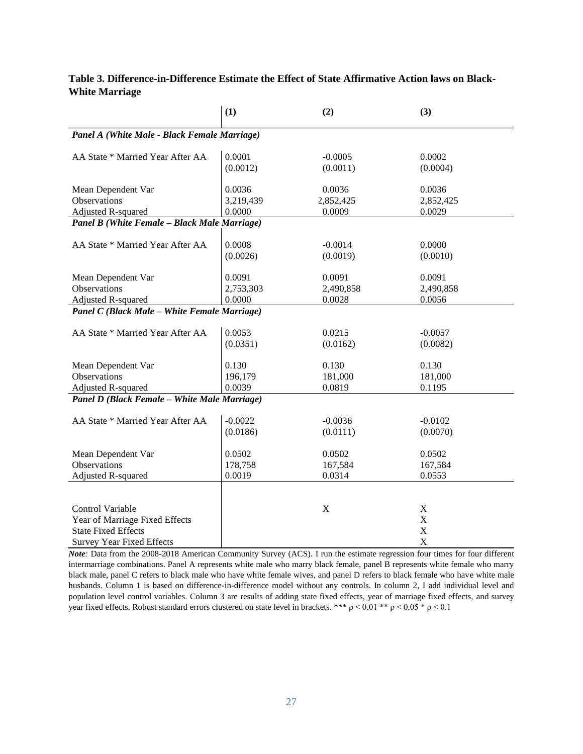**Table 3. Difference-in-Difference Estimate the Effect of State Affirmative Action laws on Black-White Marriage**

| | (1) | (2) | (3) |
|---|---|---|---|
| ***Panel A (White Male - Black Female Marriage)*** | | | |
| AA State * Married Year After AA | 0.0001 | -0.0005 | 0.0002 |
| | (0.0012) | (0.0011) | (0.0004) |
| Mean Dependent Var | 0.0036 | 0.0036 | 0.0036 |
| Observations | 3,219,439 | 2,852,425 | 2,852,425 |
| Adjusted R-squared | 0.0000 | 0.0009 | 0.0029 |
| ***Panel B (White Female – Black Male Marriage)*** | | | |
| AA State * Married Year After AA | 0.0008 | -0.0014 | 0.0000 |
| | (0.0026) | (0.0019) | (0.0010) |
| Mean Dependent Var | 0.0091 | 0.0091 | 0.0091 |
| Observations | 2,753,303 | 2,490,858 | 2,490,858 |
| Adjusted R-squared | 0.0000 | 0.0028 | 0.0056 |
| ***Panel C (Black Male – White Female Marriage)*** | | | |
| AA State * Married Year After AA | 0.0053 | 0.0215 | -0.0057 |
| | (0.0351) | (0.0162) | (0.0082) |
| Mean Dependent Var | 0.130 | 0.130 | 0.130 |
| Observations | 196,179 | 181,000 | 181,000 |
| Adjusted R-squared | 0.0039 | 0.0819 | 0.1195 |
| ***Panel D (Black Female – White Male Marriage)*** | | | |
| AA State * Married Year After AA | -0.0022 | -0.0036 | -0.0102 |
| | (0.0186) | (0.0111) | (0.0070) |
| Mean Dependent Var | 0.0502 | 0.0502 | 0.0502 |
| Observations | 178,758 | 167,584 | 167,584 |
| Adjusted R-squared | 0.0019 | 0.0314 | 0.0553 |
| Control Variable | | X | X |
| Year of Marriage Fixed Effects | | | X |
| State Fixed Effects | | | X |
| Survey Year Fixed Effects | | | X |

***Note:*** Data from the 2008-2018 American Community Survey (ACS). I run the estimate regression four times for four different intermarriage combinations. Panel A represents white male who marry black female, panel B represents white female who marry black male, panel C refers to black male who have white female wives, and panel D refers to black female who have white male husbands. Column 1 is based on difference-in-difference model without any controls. In column 2, I add individual level and population level control variables. Column 3 are results of adding state fixed effects, year of marriage fixed effects, and survey year fixed effects. Robust standard errors clustered on state level in brackets. *** $\rho < 0.01$ ** $\rho < 0.05$ * $\rho < 0.1$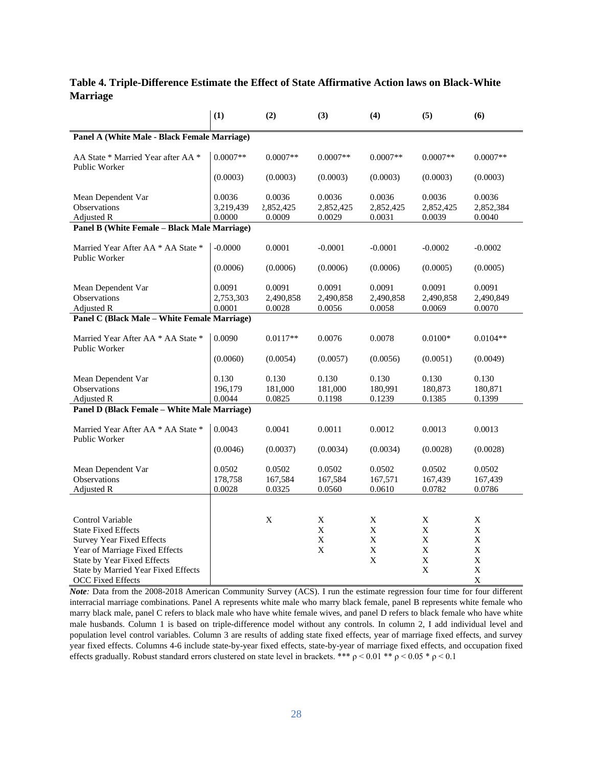**Table 4. Triple-Difference Estimate the Effect of State Affirmative Action laws on Black-White Marriage**

| | (1) | (2) | (3) | (4) | (5) | (6) |
|---|---|---|---|---|---|---|
| **Panel A (White Male - Black Female Marriage)** | | | | | | |
| AA State * Married Year after AA * Public Worker | 0.0007** | 0.0007** | 0.0007** | 0.0007** | 0.0007** | 0.0007** |
| | (0.0003) | (0.0003) | (0.0003) | (0.0003) | (0.0003) | (0.0003) |
| Mean Dependent Var | 0.0036 | 0.0036 | 0.0036 | 0.0036 | 0.0036 | 0.0036 |
| Observations | 3,219,439 | 2,852,425 | 2,852,425 | 2,852,425 | 2,852,425 | 2,852,384 |
| Adjusted R | 0.0000 | 0.0009 | 0.0029 | 0.0031 | 0.0039 | 0.0040 |
| **Panel B (White Female – Black Male Marriage)** | | | | | | |
| Married Year After AA * AA State * Public Worker | -0.0000 | 0.0001 | -0.0001 | -0.0001 | -0.0002 | -0.0002 |
| | (0.0006) | (0.0006) | (0.0006) | (0.0006) | (0.0005) | (0.0005) |
| Mean Dependent Var | 0.0091 | 0.0091 | 0.0091 | 0.0091 | 0.0091 | 0.0091 |
| Observations | 2,753,303 | 2,490,858 | 2,490,858 | 2,490,858 | 2,490,858 | 2,490,849 |
| Adjusted R | 0.0001 | 0.0028 | 0.0056 | 0.0058 | 0.0069 | 0.0070 |
| **Panel C (Black Male – White Female Marriage)** | | | | | | |
| Married Year After AA * AA State * Public Worker | 0.0090 | 0.0117** | 0.0076 | 0.0078 | 0.0100* | 0.0104** |
| | (0.0060) | (0.0054) | (0.0057) | (0.0056) | (0.0051) | (0.0049) |
| Mean Dependent Var | 0.130 | 0.130 | 0.130 | 0.130 | 0.130 | 0.130 |
| Observations | 196,179 | 181,000 | 181,000 | 180,991 | 180,873 | 180,871 |
| Adjusted R | 0.0044 | 0.0825 | 0.1198 | 0.1239 | 0.1385 | 0.1399 |
| **Panel D (Black Female – White Male Marriage)** | | | | | | |
| Married Year After AA * AA State * Public Worker | 0.0043 | 0.0041 | 0.0011 | 0.0012 | 0.0013 | 0.0013 |
| | (0.0046) | (0.0037) | (0.0034) | (0.0034) | (0.0028) | (0.0028) |
| Mean Dependent Var | 0.0502 | 0.0502 | 0.0502 | 0.0502 | 0.0502 | 0.0502 |
| Observations | 178,758 | 167,584 | 167,584 | 167,571 | 167,439 | 167,439 |
| Adjusted R | 0.0028 | 0.0325 | 0.0560 | 0.0610 | 0.0782 | 0.0786 |
| Control Variable | | X | X | X | X | X |
| State Fixed Effects | | | X | X | X | X |
| Survey Year Fixed Effects | | | X | X | X | X |
| Year of Marriage Fixed Effects | | | X | X | X | X |
| State by Year Fixed Effects | | | | X | X | X |
| State by Married Year Fixed Effects | | | | | X | X |
| OCC Fixed Effects | | | | | | X |

*Note:* Data from the 2008-2018 American Community Survey (ACS). I run the estimate regression four time for four different interracial marriage combinations. Panel A represents white male who marry black female, panel B represents white female who marry black male, panel C refers to black male who have white female wives, and panel D refers to black female who have white male husbands. Column 1 is based on triple-difference model without any controls. In column 2, I add individual level and population level control variables. Column 3 are results of adding state fixed effects, year of marriage fixed effects, and survey year fixed effects. Columns 4-6 include state-by-year fixed effects, state-by-year of marriage fixed effects, and occupation fixed effects gradually. Robust standard errors clustered on state level in brackets. *** $\rho < 0.01$ ** $\rho < 0.05$ * $\rho < 0.1$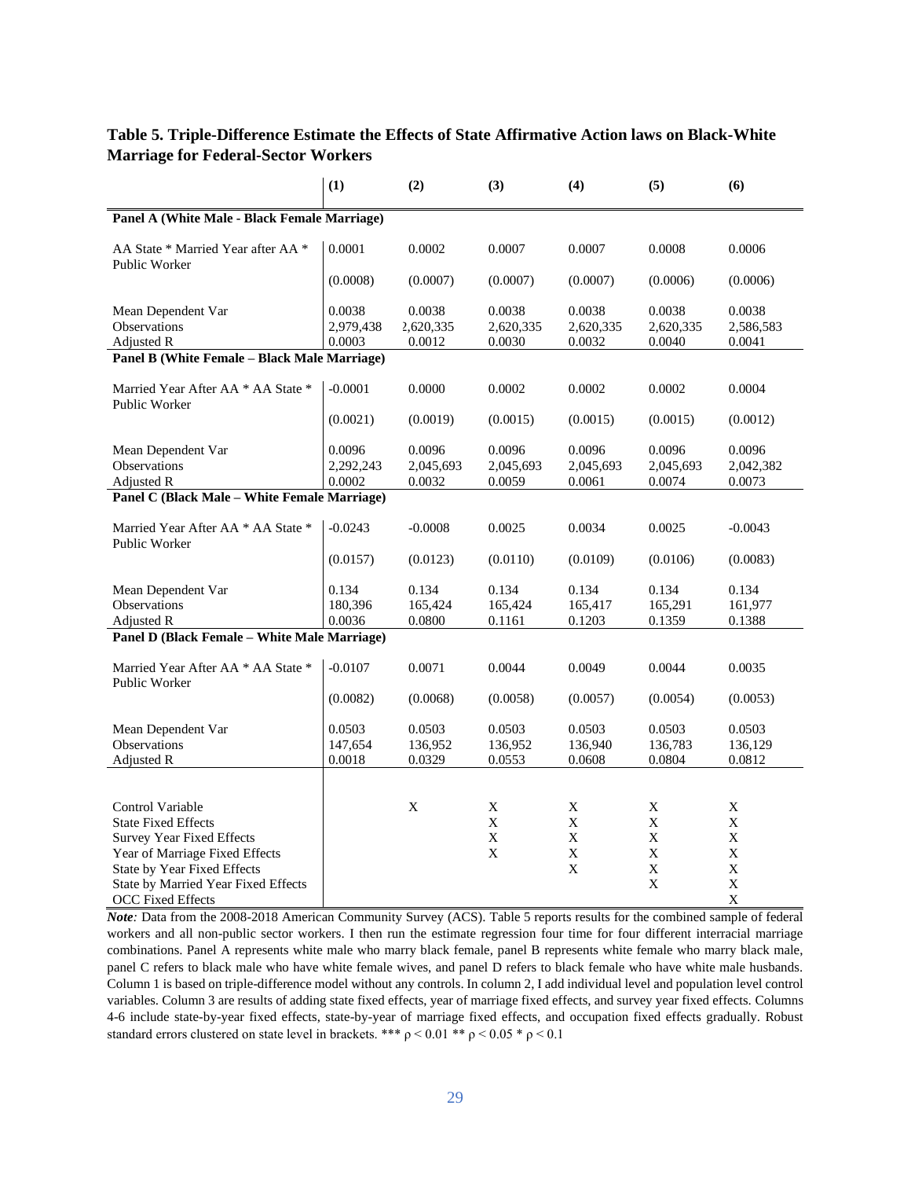**Table 5. Triple-Difference Estimate the Effects of State Affirmative Action laws on Black-White Marriage for Federal-Sector Workers**

| | (1) | (2) | (3) | (4) | (5) | (6) |
|---|---|---|---|---|---|---|
| **Panel A (White Male - Black Female Marriage)** | | | | | | |
| AA State * Married Year after AA * Public Worker | 0.0001 | 0.0002 | 0.0007 | 0.0007 | 0.0008 | 0.0006 |
| | (0.0008) | (0.0007) | (0.0007) | (0.0007) | (0.0006) | (0.0006) |
| Mean Dependent Var | 0.0038 | 0.0038 | 0.0038 | 0.0038 | 0.0038 | 0.0038 |
| Observations | 2,979,438 | 2,620,335 | 2,620,335 | 2,620,335 | 2,620,335 | 2,586,583 |
| Adjusted R | 0.0003 | 0.0012 | 0.0030 | 0.0032 | 0.0040 | 0.0041 |
| **Panel B (White Female – Black Male Marriage)** | | | | | | |
| Married Year After AA * AA State * Public Worker | -0.0001 | 0.0000 | 0.0002 | 0.0002 | 0.0002 | 0.0004 |
| | (0.0021) | (0.0019) | (0.0015) | (0.0015) | (0.0015) | (0.0012) |
| Mean Dependent Var | 0.0096 | 0.0096 | 0.0096 | 0.0096 | 0.0096 | 0.0096 |
| Observations | 2,292,243 | 2,045,693 | 2,045,693 | 2,045,693 | 2,045,693 | 2,042,382 |
| Adjusted R | 0.0002 | 0.0032 | 0.0059 | 0.0061 | 0.0074 | 0.0073 |
| **Panel C (Black Male – White Female Marriage)** | | | | | | |
| Married Year After AA * AA State * Public Worker | -0.0243 | -0.0008 | 0.0025 | 0.0034 | 0.0025 | -0.0043 |
| | (0.0157) | (0.0123) | (0.0110) | (0.0109) | (0.0106) | (0.0083) |
| Mean Dependent Var | 0.134 | 0.134 | 0.134 | 0.134 | 0.134 | 0.134 |
| Observations | 180,396 | 165,424 | 165,424 | 165,417 | 165,291 | 161,977 |
| Adjusted R | 0.0036 | 0.0800 | 0.1161 | 0.1203 | 0.1359 | 0.1388 |
| **Panel D (Black Female – White Male Marriage)** | | | | | | |
| Married Year After AA * AA State * Public Worker | -0.0107 | 0.0071 | 0.0044 | 0.0049 | 0.0044 | 0.0035 |
| | (0.0082) | (0.0068) | (0.0058) | (0.0057) | (0.0054) | (0.0053) |
| Mean Dependent Var | 0.0503 | 0.0503 | 0.0503 | 0.0503 | 0.0503 | 0.0503 |
| Observations | 147,654 | 136,952 | 136,952 | 136,940 | 136,783 | 136,129 |
| Adjusted R | 0.0018 | 0.0329 | 0.0553 | 0.0608 | 0.0804 | 0.0812 |
| | | | | | | |
| Control Variable | | X | X | X | X | X |
| State Fixed Effects | | | X | X | X | X |
| Survey Year Fixed Effects | | | X | X | X | X |
| Year of Marriage Fixed Effects | | | X | X | X | X |
| State by Year Fixed Effects | | | | X | X | X |
| State by Married Year Fixed Effects | | | | | X | X |
| OCC Fixed Effects | | | | | | X |

***Note:*** Data from the 2008-2018 American Community Survey (ACS). Table 5 reports results for the combined sample of federal workers and all non-public sector workers. I then run the estimate regression four time for four different interracial marriage combinations. Panel A represents white male who marry black female, panel B represents white female who marry black male, panel C refers to black male who have white female wives, and panel D refers to black female who have white male husbands. Column 1 is based on triple-difference model without any controls. In column 2, I add individual level and population level control variables. Column 3 are results of adding state fixed effects, year of marriage fixed effects, and survey year fixed effects. Columns 4-6 include state-by-year fixed effects, state-by-year of marriage fixed effects, and occupation fixed effects gradually. Robust standard errors clustered on state level in brackets. *** $\rho < 0.01$ ** $\rho < 0.05$ * $\rho < 0.1$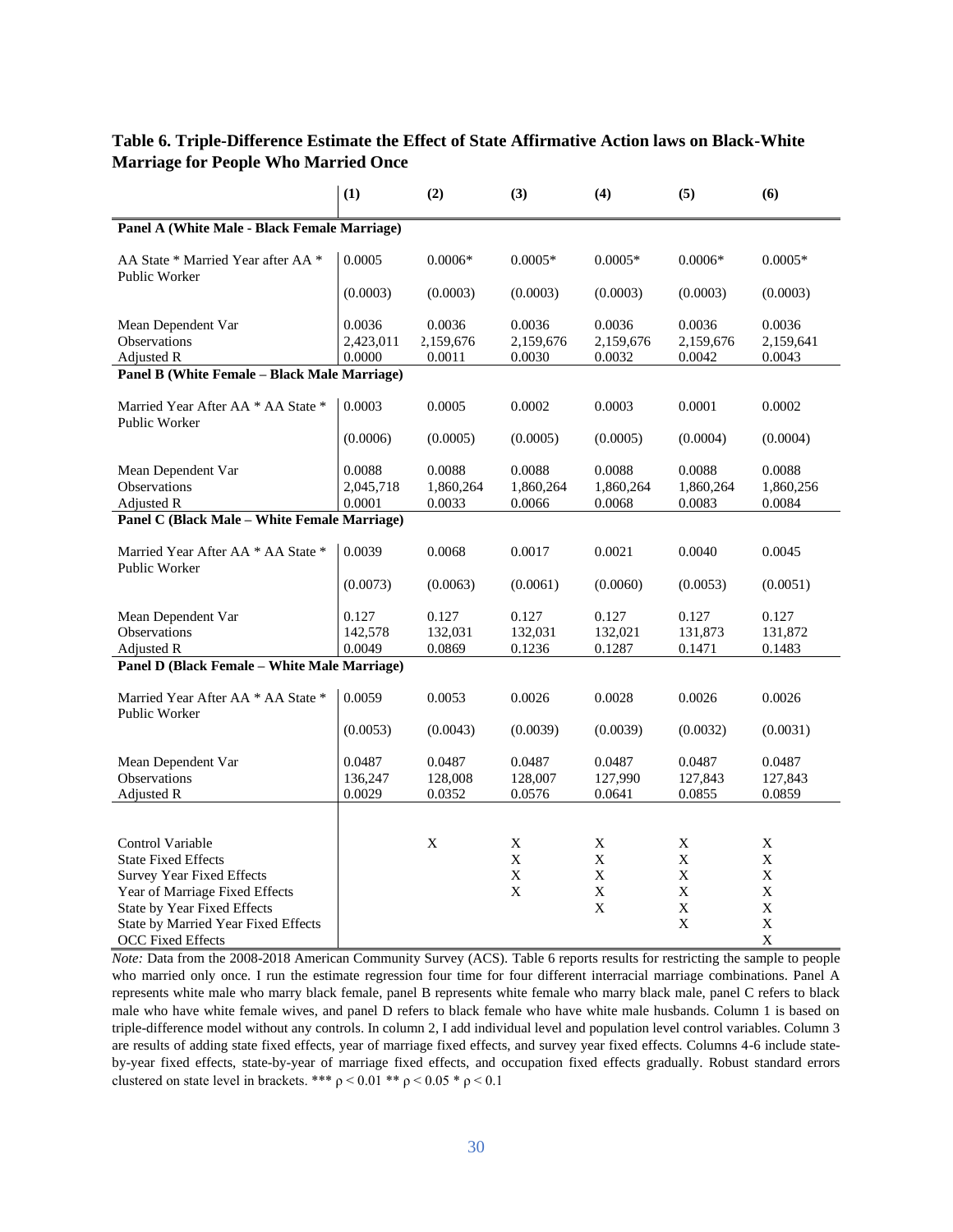**Table 6. Triple-Difference Estimate the Effect of State Affirmative Action laws on Black-White Marriage for People Who Married Once**

| | (1) | (2) | (3) | (4) | (5) | (6) |
|---|---|---|---|---|---|---|
| **Panel A (White Male - Black Female Marriage)** | | | | | | |
| AA State * Married Year after AA * Public Worker | 0.0005 | 0.0006* | 0.0005* | 0.0005* | 0.0006* | 0.0005* |
| | (0.0003) | (0.0003) | (0.0003) | (0.0003) | (0.0003) | (0.0003) |
| Mean Dependent Var | 0.0036 | 0.0036 | 0.0036 | 0.0036 | 0.0036 | 0.0036 |
| Observations | 2,423,011 | 2,159,676 | 2,159,676 | 2,159,676 | 2,159,676 | 2,159,641 |
| Adjusted R | 0.0000 | 0.0011 | 0.0030 | 0.0032 | 0.0042 | 0.0043 |
| **Panel B (White Female – Black Male Marriage)** | | | | | | |
| Married Year After AA * AA State * Public Worker | 0.0003 | 0.0005 | 0.0002 | 0.0003 | 0.0001 | 0.0002 |
| | (0.0006) | (0.0005) | (0.0005) | (0.0005) | (0.0004) | (0.0004) |
| Mean Dependent Var | 0.0088 | 0.0088 | 0.0088 | 0.0088 | 0.0088 | 0.0088 |
| Observations | 2,045,718 | 1,860,264 | 1,860,264 | 1,860,264 | 1,860,264 | 1,860,256 |
| Adjusted R | 0.0001 | 0.0033 | 0.0066 | 0.0068 | 0.0083 | 0.0084 |
| **Panel C (Black Male – White Female Marriage)** | | | | | | |
| Married Year After AA * AA State * Public Worker | 0.0039 | 0.0068 | 0.0017 | 0.0021 | 0.0040 | 0.0045 |
| | (0.0073) | (0.0063) | (0.0061) | (0.0060) | (0.0053) | (0.0051) |
| Mean Dependent Var | 0.127 | 0.127 | 0.127 | 0.127 | 0.127 | 0.127 |
| Observations | 142,578 | 132,031 | 132,031 | 132,021 | 131,873 | 131,872 |
| Adjusted R | 0.0049 | 0.0869 | 0.1236 | 0.1287 | 0.1471 | 0.1483 |
| **Panel D (Black Female – White Male Marriage)** | | | | | | |
| Married Year After AA * AA State * Public Worker | 0.0059 | 0.0053 | 0.0026 | 0.0028 | 0.0026 | 0.0026 |
| | (0.0053) | (0.0043) | (0.0039) | (0.0039) | (0.0032) | (0.0031) |
| Mean Dependent Var | 0.0487 | 0.0487 | 0.0487 | 0.0487 | 0.0487 | 0.0487 |
| Observations | 136,247 | 128,008 | 128,007 | 127,990 | 127,843 | 127,843 |
| Adjusted R | 0.0029 | 0.0352 | 0.0576 | 0.0641 | 0.0855 | 0.0859 |
| Control Variable | | X | X | X | X | X |
| State Fixed Effects | | | X | X | X | X |
| Survey Year Fixed Effects | | | X | X | X | X |
| Year of Marriage Fixed Effects | | | X | X | X | X |
| State by Year Fixed Effects | | | | X | X | X |
| State by Married Year Fixed Effects | | | | | X | X |
| OCC Fixed Effects | | | | | | X |

*Note:* Data from the 2008-2018 American Community Survey (ACS). Table 6 reports results for restricting the sample to people who married only once. I run the estimate regression four time for four different interracial marriage combinations. Panel A represents white male who marry black female, panel B represents white female who marry black male, panel C refers to black male who have white female wives, and panel D refers to black female who have white male husbands. Column 1 is based on triple-difference model without any controls. In column 2, I add individual level and population level control variables. Column 3 are results of adding state fixed effects, year of marriage fixed effects, and survey year fixed effects. Columns 4-6 include state-by-year fixed effects, state-by-year of marriage fixed effects, and occupation fixed effects gradually. Robust standard errors clustered on state level in brackets. *** $\rho < 0.01$ ** $\rho < 0.05$ * $\rho < 0.1$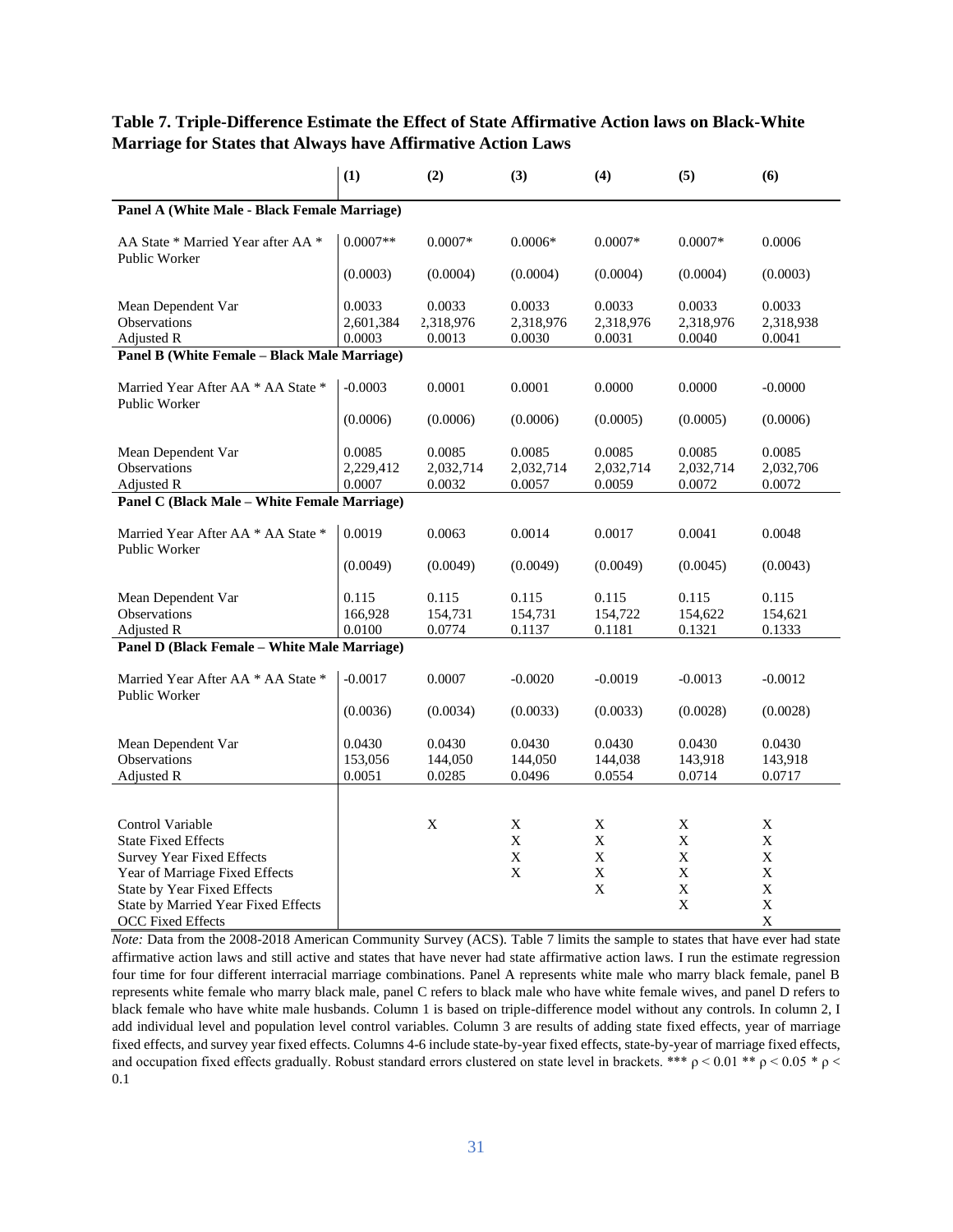**Table 7. Triple-Difference Estimate the Effect of State Affirmative Action laws on Black-White Marriage for States that Always have Affirmative Action Laws**

| | (1) | (2) | (3) | (4) | (5) | (6) |
|---|---|---|---|---|---|---|
| **Panel A (White Male - Black Female Marriage)** | | | | | | |
| AA State * Married Year after AA * Public Worker | 0.0007** | 0.0007* | 0.0006* | 0.0007* | 0.0007* | 0.0006 |
| | (0.0003) | (0.0004) | (0.0004) | (0.0004) | (0.0004) | (0.0003) |
| Mean Dependent Var | 0.0033 | 0.0033 | 0.0033 | 0.0033 | 0.0033 | 0.0033 |
| Observations | 2,601,384 | 2,318,976 | 2,318,976 | 2,318,976 | 2,318,976 | 2,318,938 |
| Adjusted R | 0.0003 | 0.0013 | 0.0030 | 0.0031 | 0.0040 | 0.0041 |
| **Panel B (White Female – Black Male Marriage)** | | | | | | |
| Married Year After AA * AA State * Public Worker | -0.0003 | 0.0001 | 0.0001 | 0.0000 | 0.0000 | -0.0000 |
| | (0.0006) | (0.0006) | (0.0006) | (0.0005) | (0.0005) | (0.0006) |
| Mean Dependent Var | 0.0085 | 0.0085 | 0.0085 | 0.0085 | 0.0085 | 0.0085 |
| Observations | 2,229,412 | 2,032,714 | 2,032,714 | 2,032,714 | 2,032,714 | 2,032,706 |
| Adjusted R | 0.0007 | 0.0032 | 0.0057 | 0.0059 | 0.0072 | 0.0072 |
| **Panel C (Black Male – White Female Marriage)** | | | | | | |
| Married Year After AA * AA State * Public Worker | 0.0019 | 0.0063 | 0.0014 | 0.0017 | 0.0041 | 0.0048 |
| | (0.0049) | (0.0049) | (0.0049) | (0.0049) | (0.0045) | (0.0043) |
| Mean Dependent Var | 0.115 | 0.115 | 0.115 | 0.115 | 0.115 | 0.115 |
| Observations | 166,928 | 154,731 | 154,731 | 154,722 | 154,622 | 154,621 |
| Adjusted R | 0.0100 | 0.0774 | 0.1137 | 0.1181 | 0.1321 | 0.1333 |
| **Panel D (Black Female – White Male Marriage)** | | | | | | |
| Married Year After AA * AA State * Public Worker | -0.0017 | 0.0007 | -0.0020 | -0.0019 | -0.0013 | -0.0012 |
| | (0.0036) | (0.0034) | (0.0033) | (0.0033) | (0.0028) | (0.0028) |
| Mean Dependent Var | 0.0430 | 0.0430 | 0.0430 | 0.0430 | 0.0430 | 0.0430 |
| Observations | 153,056 | 144,050 | 144,050 | 144,038 | 143,918 | 143,918 |
| Adjusted R | 0.0051 | 0.0285 | 0.0496 | 0.0554 | 0.0714 | 0.0717 |
| Control Variable | | X | X | X | X | X |
| State Fixed Effects | | | X | X | X | X |
| Survey Year Fixed Effects | | | X | X | X | X |
| Year of Marriage Fixed Effects | | | X | X | X | X |
| State by Year Fixed Effects | | | | X | X | X |
| State by Married Year Fixed Effects | | | | | X | X |
| OCC Fixed Effects | | | | | | X |

*Note:* Data from the 2008-2018 American Community Survey (ACS). Table 7 limits the sample to states that have ever had state affirmative action laws and still active and states that have never had state affirmative action laws. I run the estimate regression four time for four different interracial marriage combinations. Panel A represents white male who marry black female, panel B represents white female who marry black male, panel C refers to black male who have white female wives, and panel D refers to black female who have white male husbands. Column 1 is based on triple-difference model without any controls. In column 2, I add individual level and population level control variables. Column 3 are results of adding state fixed effects, year of marriage fixed effects, and survey year fixed effects. Columns 4-6 include state-by-year fixed effects, state-by-year of marriage fixed effects, and occupation fixed effects gradually. Robust standard errors clustered on state level in brackets. *** $\rho < 0.01$ ** $\rho < 0.05$ * $\rho < 0.1$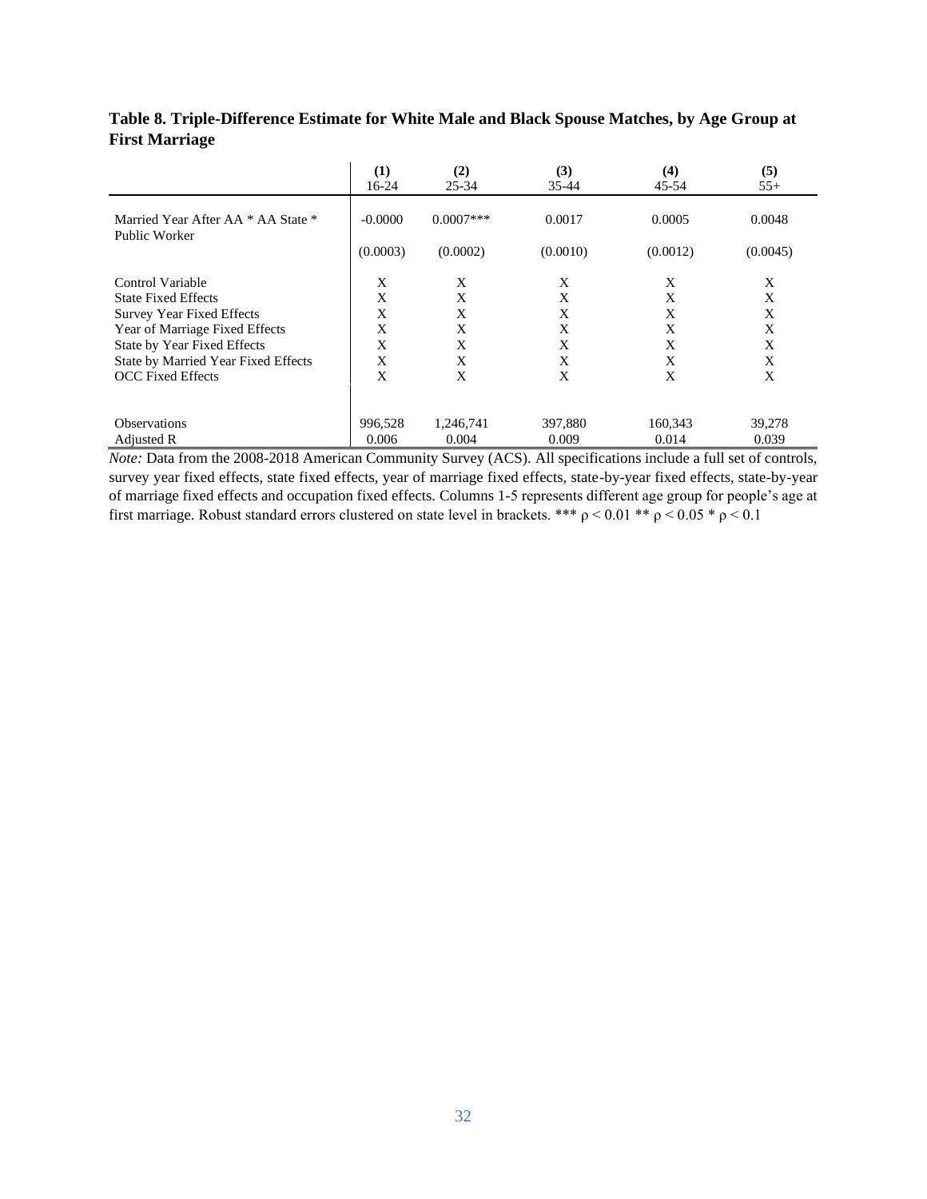**Table 8. Triple-Difference Estimate for White Male and Black Spouse Matches, by Age Group at First Marriage**

| | (1)<br>16-24 | (2)<br>25-34 | (3)<br>35-44 | (4)<br>45-54 | (5)<br>55+ |
|---|---|---|---|---|---|
| Married Year After AA * AA State * Public Worker | -0.0000 | 0.0007*** | 0.0017 | 0.0005 | 0.0048 |
| | (0.0003) | (0.0002) | (0.0010) | (0.0012) | (0.0045) |
| Control Variable | X | X | X | X | X |
| State Fixed Effects | X | X | X | X | X |
| Survey Year Fixed Effects | X | X | X | X | X |
| Year of Marriage Fixed Effects | X | X | X | X | X |
| State by Year Fixed Effects | X | X | X | X | X |
| State by Married Year Fixed Effects | X | X | X | X | X |
| OCC Fixed Effects | X | X | X | X | X |
| Observations | 996,528 | 1,246,741 | 397,880 | 160,343 | 39,278 |
| Adjusted R | 0.006 | 0.004 | 0.009 | 0.014 | 0.039 |

*Note:* Data from the 2008-2018 American Community Survey (ACS). All specifications include a full set of controls, survey year fixed effects, state fixed effects, year of marriage fixed effects, state-by-year fixed effects, state-by-year of marriage fixed effects and occupation fixed effects. Columns 1-5 represents different age group for people's age at first marriage. Robust standard errors clustered on state level in brackets. *** $\rho < 0.01$ ** $\rho < 0.05$ * $\rho < 0.1$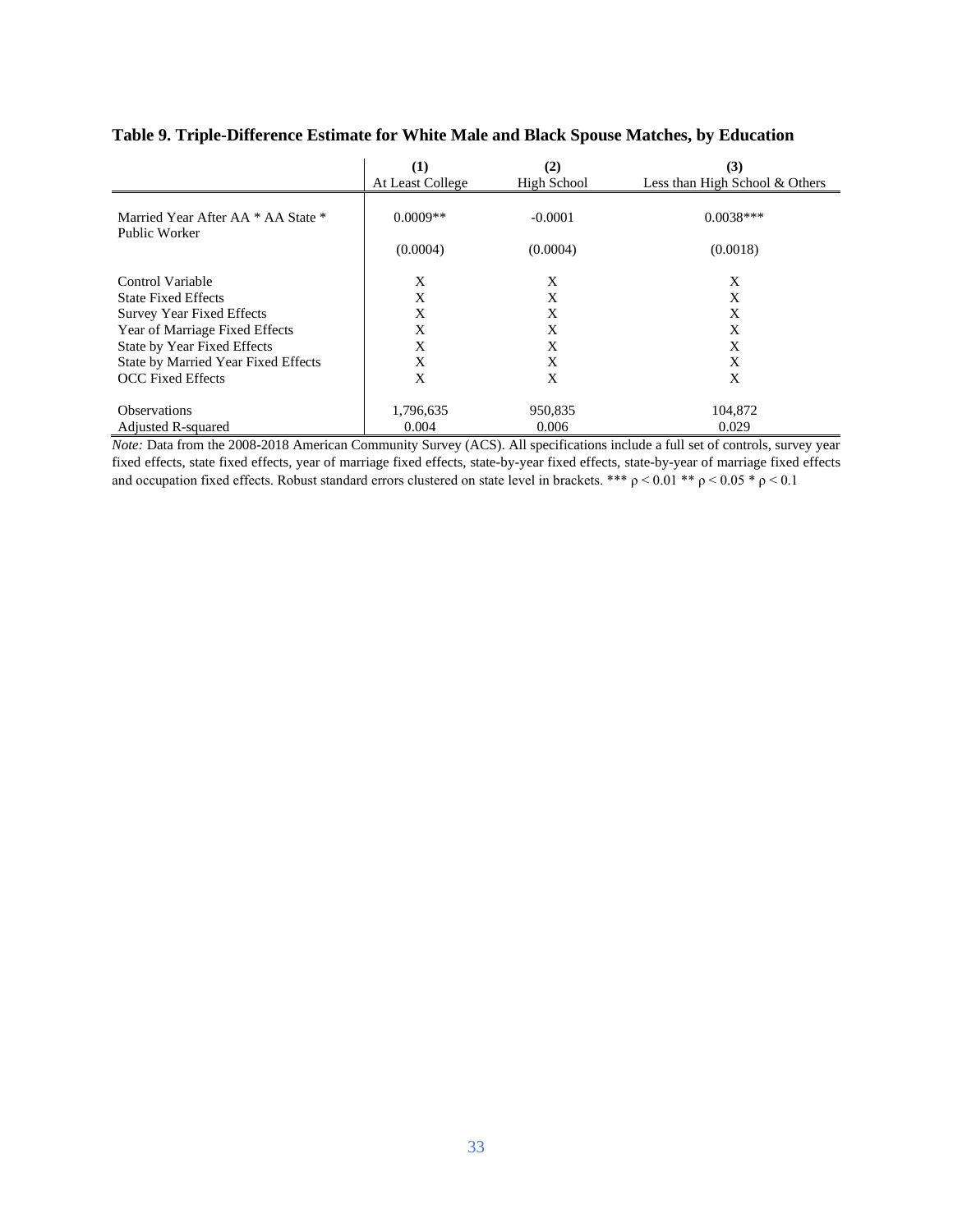**Table 9. Triple-Difference Estimate for White Male and Black Spouse Matches, by Education**

| | (1)<br>At Least College | (2)<br>High School | (3)<br>Less than High School & Others |
|---|---|---|---|
| Married Year After AA * AA State * Public Worker | 0.0009** | -0.0001 | 0.0038*** |
| | (0.0004) | (0.0004) | (0.0018) |
| Control Variable | X | X | X |
| State Fixed Effects | X | X | X |
| Survey Year Fixed Effects | X | X | X |
| Year of Marriage Fixed Effects | X | X | X |
| State by Year Fixed Effects | X | X | X |
| State by Married Year Fixed Effects | X | X | X |
| OCC Fixed Effects | X | X | X |
| Observations | 1,796,635 | 950,835 | 104,872 |
| Adjusted R-squared | 0.004 | 0.006 | 0.029 |

*Note:* Data from the 2008-2018 American Community Survey (ACS). All specifications include a full set of controls, survey year fixed effects, state fixed effects, year of marriage fixed effects, state-by-year fixed effects, state-by-year of marriage fixed effects and occupation fixed effects. Robust standard errors clustered on state level in brackets. *** $\rho < 0.01$ ** $\rho < 0.05$ * $\rho < 0.1$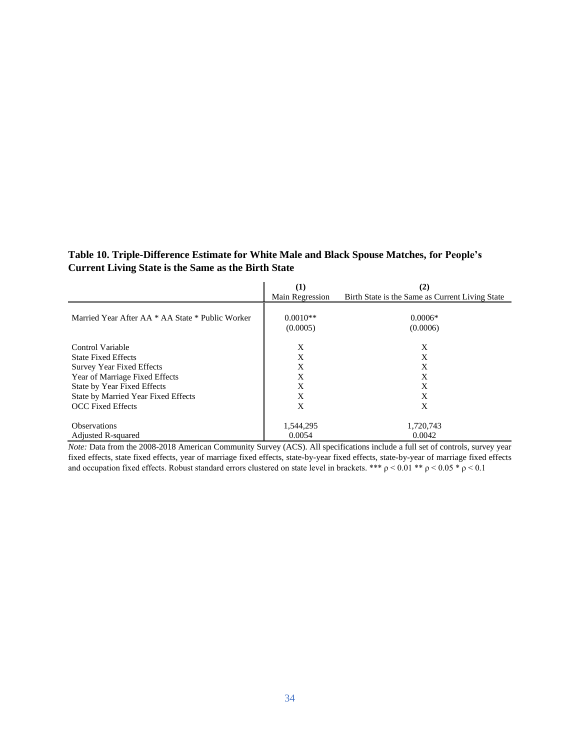**Table 10. Triple-Difference Estimate for White Male and Black Spouse Matches, for People's Current Living State is the Same as the Birth State**

| | (1)<br>Main Regression | (2)<br>Birth State is the Same as Current Living State |
|---|---|---|
| Married Year After AA * AA State * Public Worker | 0.0010**<br>(0.0005) | 0.0006*<br>(0.0006) |
| Control Variable | X | X |
| State Fixed Effects | X | X |
| Survey Year Fixed Effects | X | X |
| Year of Marriage Fixed Effects | X | X |
| State by Year Fixed Effects | X | X |
| State by Married Year Fixed Effects | X | X |
| OCC Fixed Effects | X | X |
| Observations | 1,544,295 | 1,720,743 |
| Adjusted R-squared | 0.0054 | 0.0042 |

*Note:* Data from the 2008-2018 American Community Survey (ACS). All specifications include a full set of controls, survey year fixed effects, state fixed effects, year of marriage fixed effects, state-by-year fixed effects, state-by-year of marriage fixed effects and occupation fixed effects. Robust standard errors clustered on state level in brackets. *** $\rho < 0.01$ ** $\rho < 0.05$ * $\rho < 0.1$